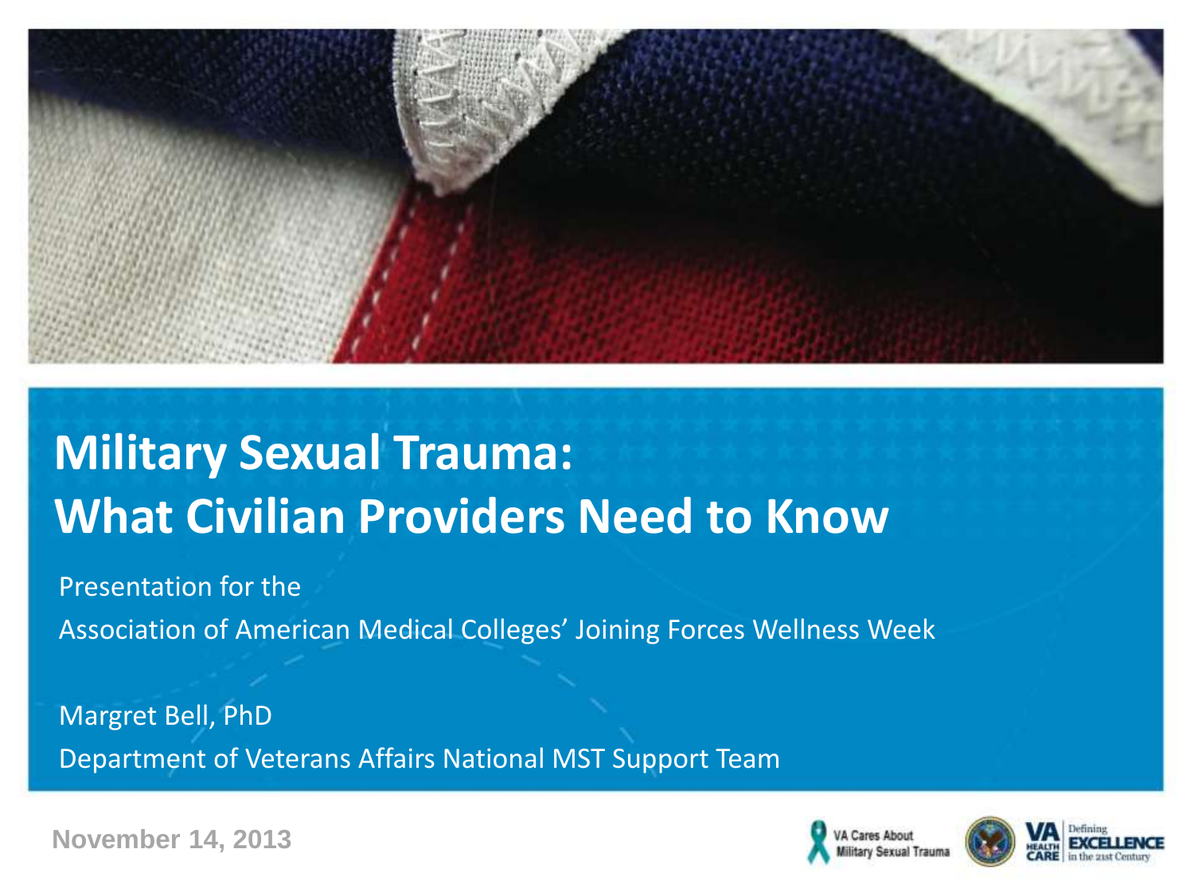# Military Sexual Trauma: What Civilian Providers Need to Know

Presentation for the

Association of American Medical Colleges' Joining Forces Wellness Week

Margret Bell, PhD

Department of Veterans Affairs National MST Support Team

November 14, 2013

VA Cares About Military Sexual Trauma

VA HEALTH CARE | Defining EXCELLENCE in the 21st Century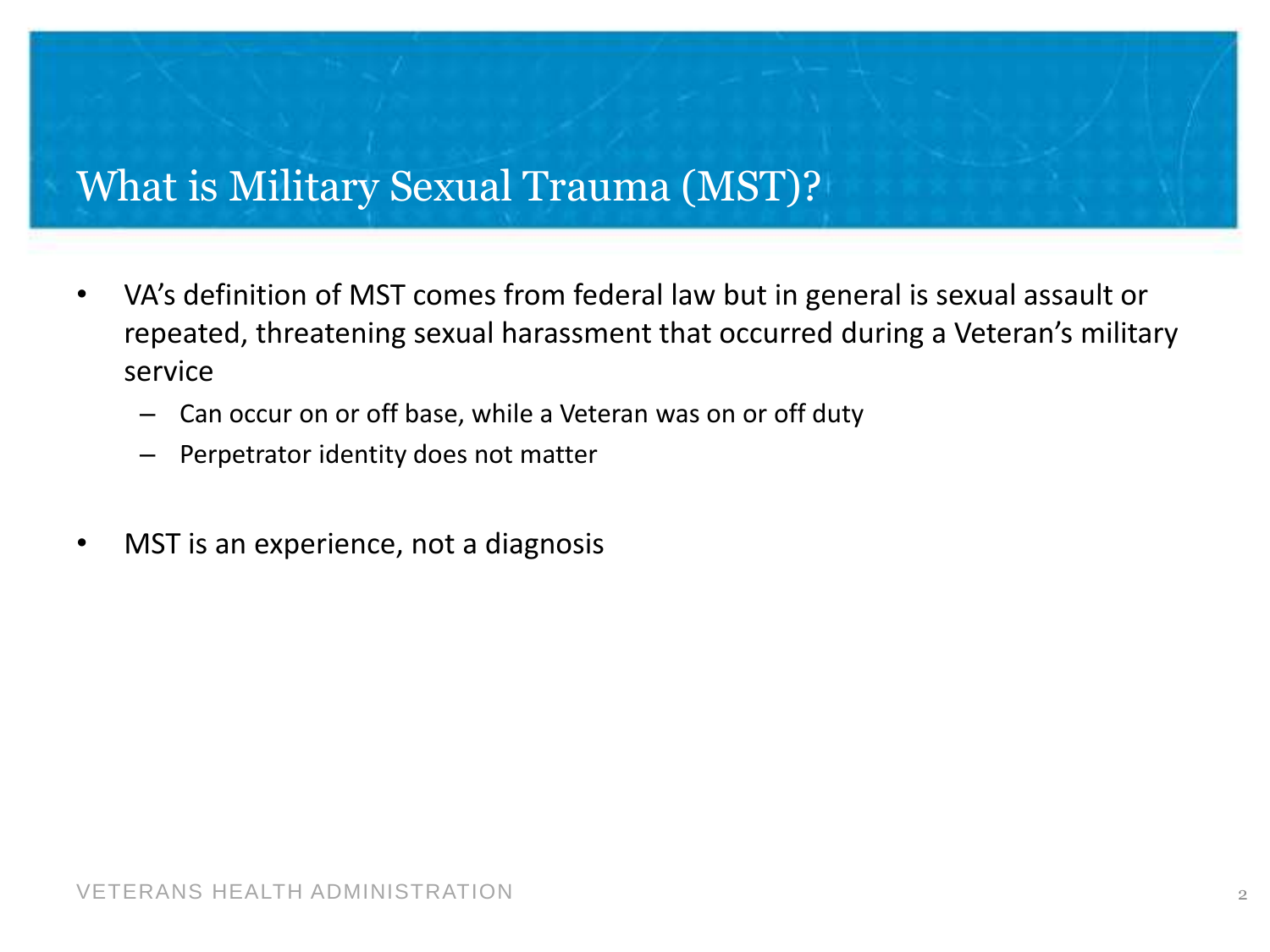# What is Military Sexual Trauma (MST)?

- VA's definition of MST comes from federal law but in general is sexual assault or repeated, threatening sexual harassment that occurred during a Veteran's military service
  - Can occur on or off base, while a Veteran was on or off duty
  - Perpetrator identity does not matter

- MST is an experience, not a diagnosis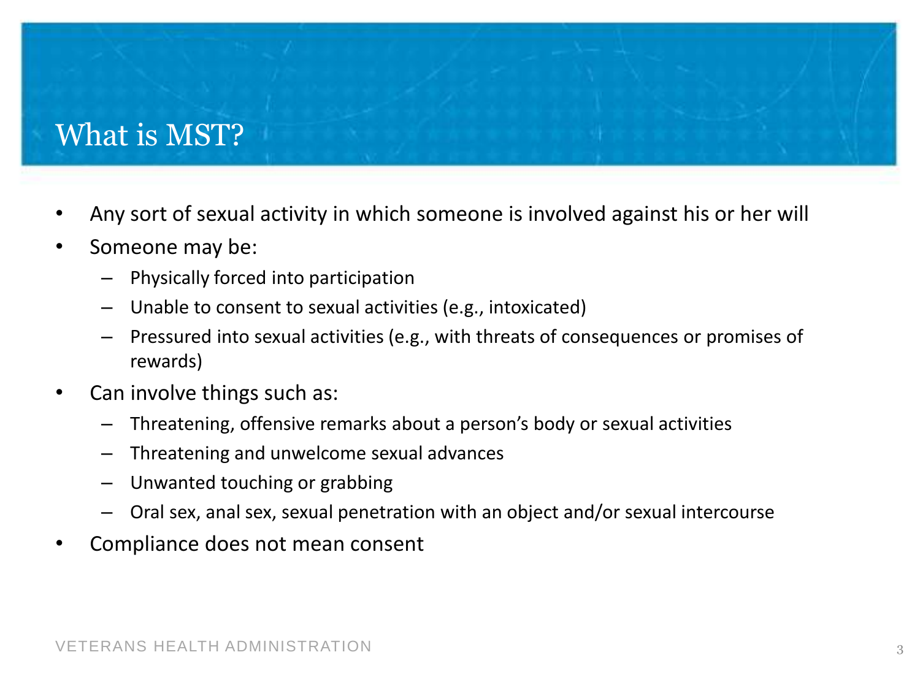# What is MST?

- Any sort of sexual activity in which someone is involved against his or her will
- Someone may be:
  - Physically forced into participation
  - Unable to consent to sexual activities (e.g., intoxicated)
  - Pressured into sexual activities (e.g., with threats of consequences or promises of rewards)
- Can involve things such as:
  - Threatening, offensive remarks about a person's body or sexual activities
  - Threatening and unwelcome sexual advances
  - Unwanted touching or grabbing
  - Oral sex, anal sex, sexual penetration with an object and/or sexual intercourse
- Compliance does not mean consent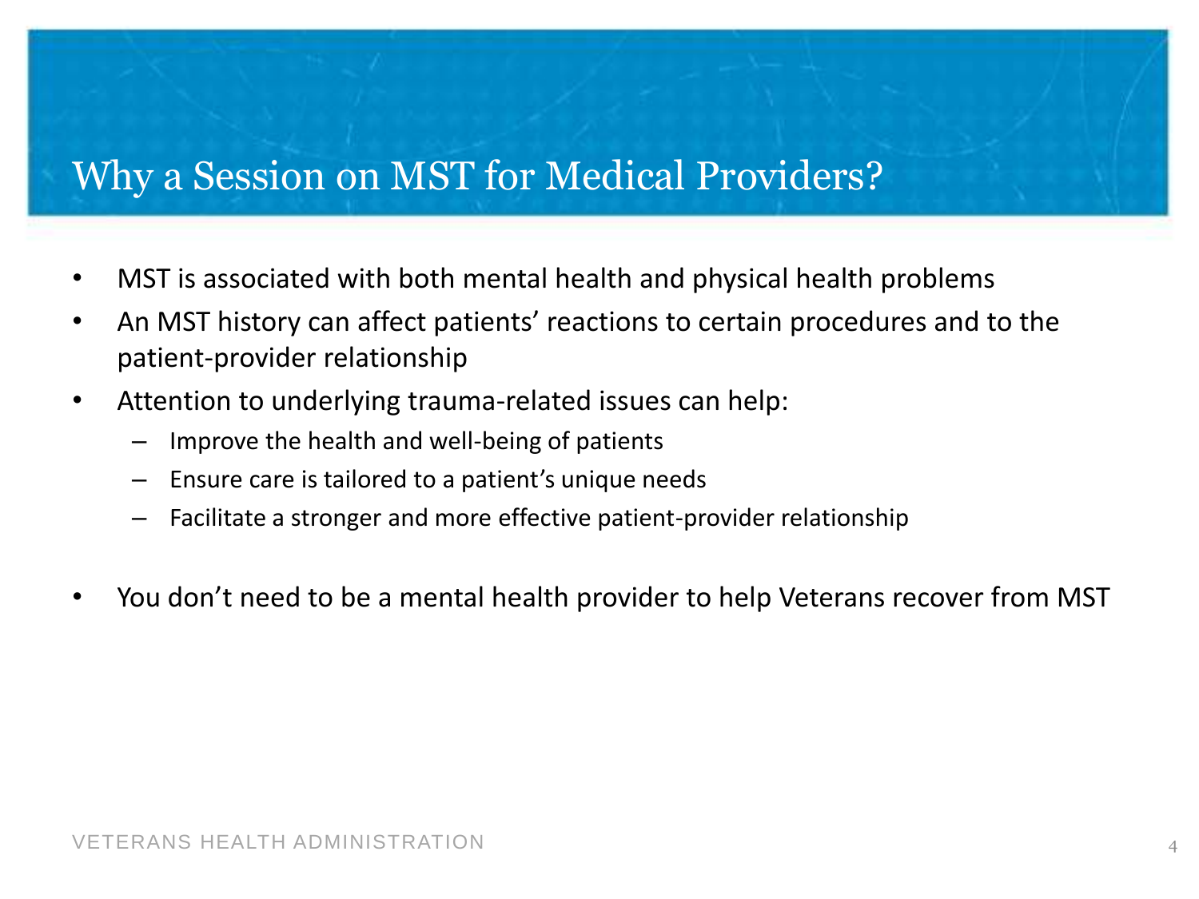# Why a Session on MST for Medical Providers?

- MST is associated with both mental health and physical health problems
- An MST history can affect patients' reactions to certain procedures and to the patient-provider relationship
- Attention to underlying trauma-related issues can help:
  - Improve the health and well-being of patients
  - Ensure care is tailored to a patient's unique needs
  - Facilitate a stronger and more effective patient-provider relationship
- You don't need to be a mental health provider to help Veterans recover from MST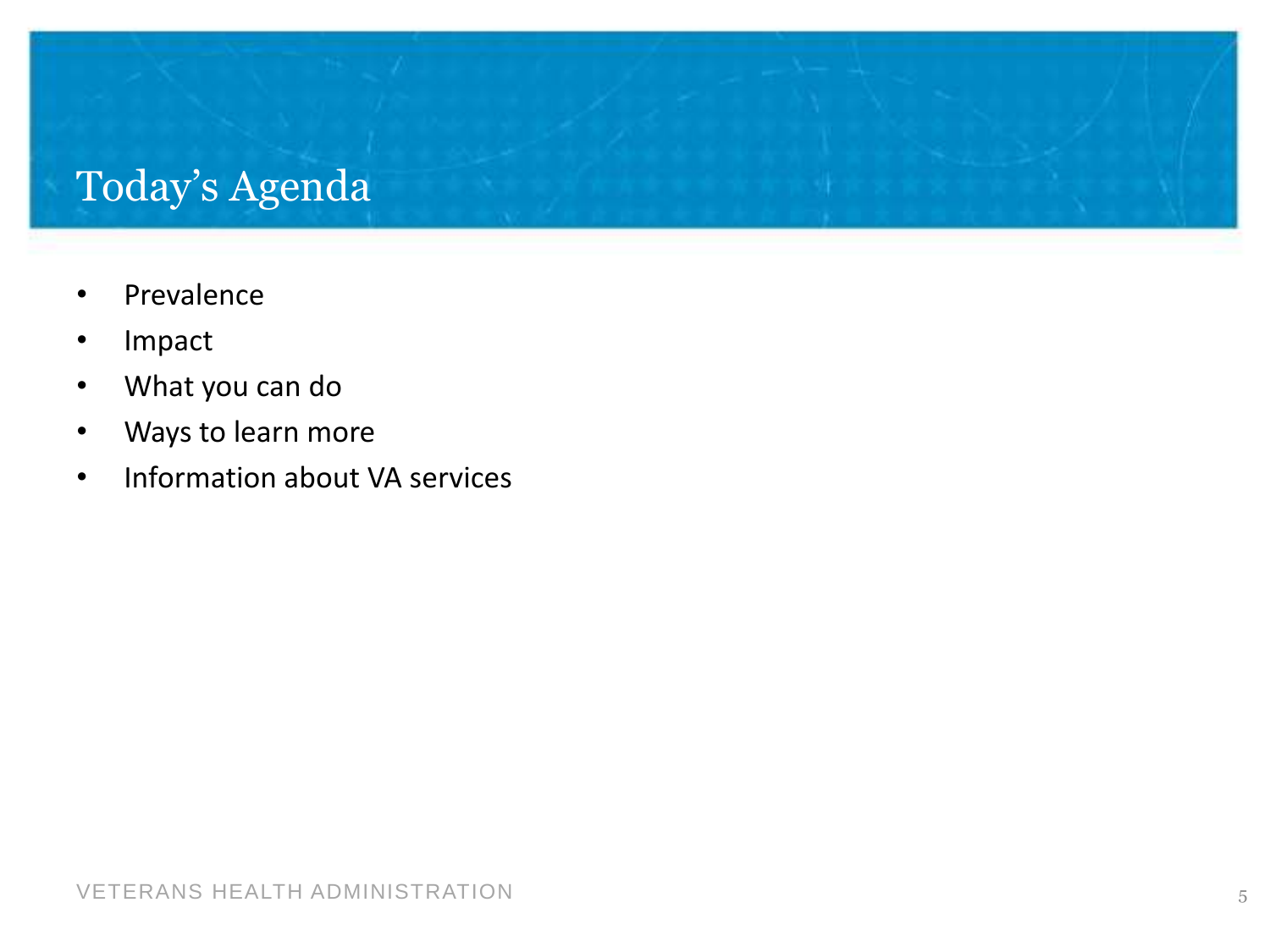# Today's Agenda

- Prevalence
- Impact
- What you can do
- Ways to learn more
- Information about VA services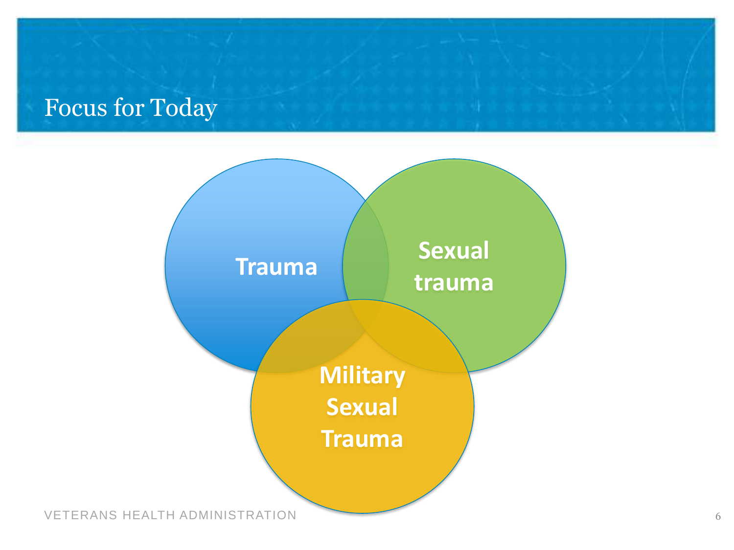# Focus for Today

- Trauma
- Sexual trauma
- Military Sexual Trauma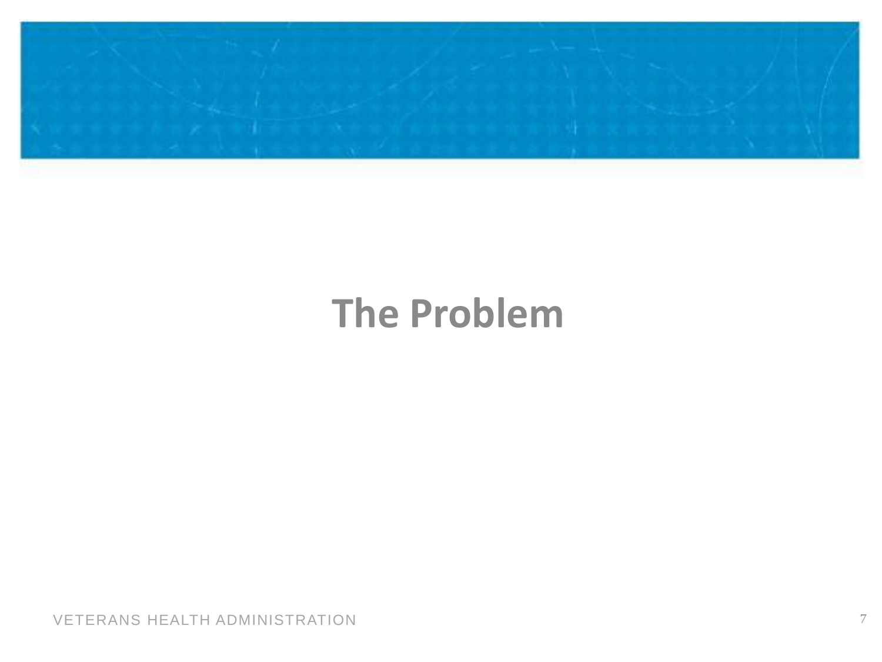# The Problem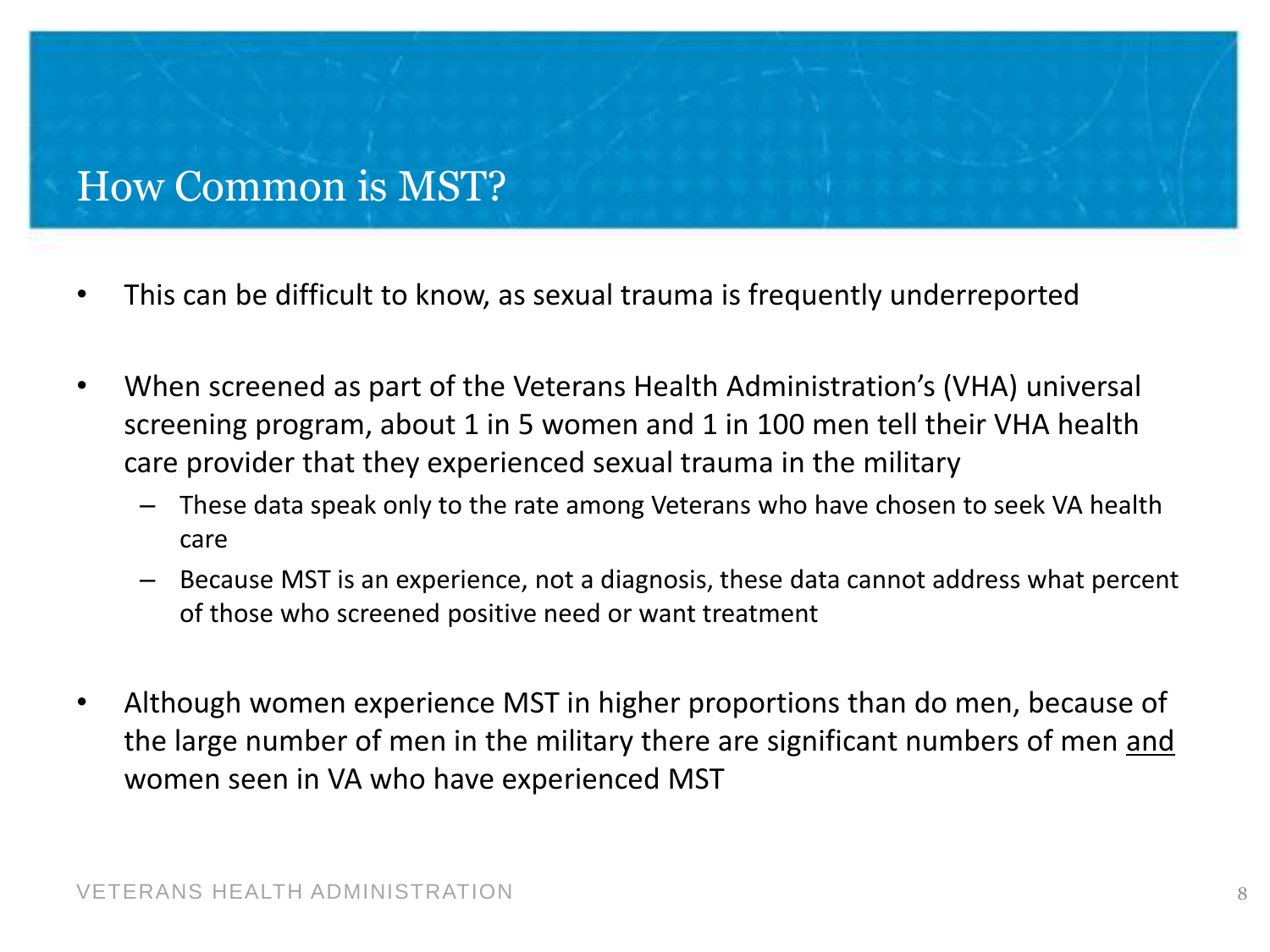# How Common is MST?

- This can be difficult to know, as sexual trauma is frequently underreported

- When screened as part of the Veterans Health Administration's (VHA) universal screening program, about 1 in 5 women and 1 in 100 men tell their VHA health care provider that they experienced sexual trauma in the military
  - These data speak only to the rate among Veterans who have chosen to seek VA health care
  - Because MST is an experience, not a diagnosis, these data cannot address what percent of those who screened positive need or want treatment

- Although women experience MST in higher proportions than do men, because of the large number of men in the military there are significant numbers of men <u>and</u> women seen in VA who have experienced MST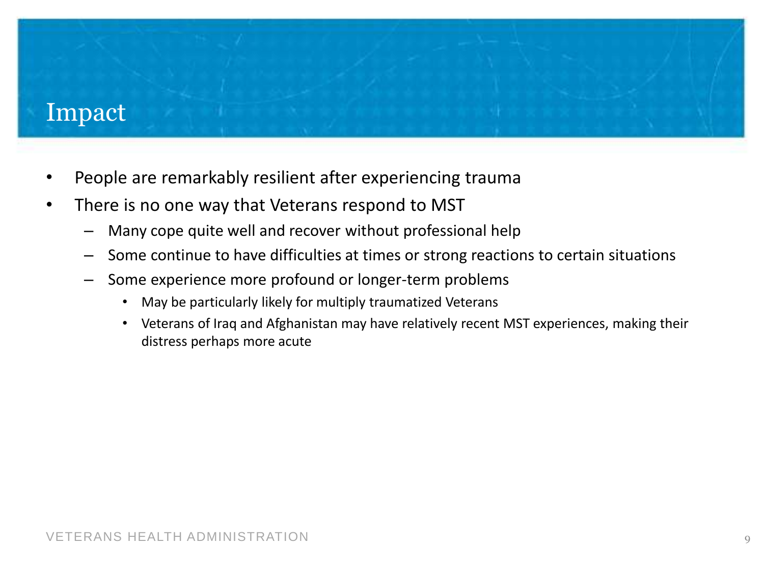# Impact

- People are remarkably resilient after experiencing trauma
- There is no one way that Veterans respond to MST
  - Many cope quite well and recover without professional help
  - Some continue to have difficulties at times or strong reactions to certain situations
  - Some experience more profound or longer-term problems
    - May be particularly likely for multiply traumatized Veterans
    - Veterans of Iraq and Afghanistan may have relatively recent MST experiences, making their distress perhaps more acute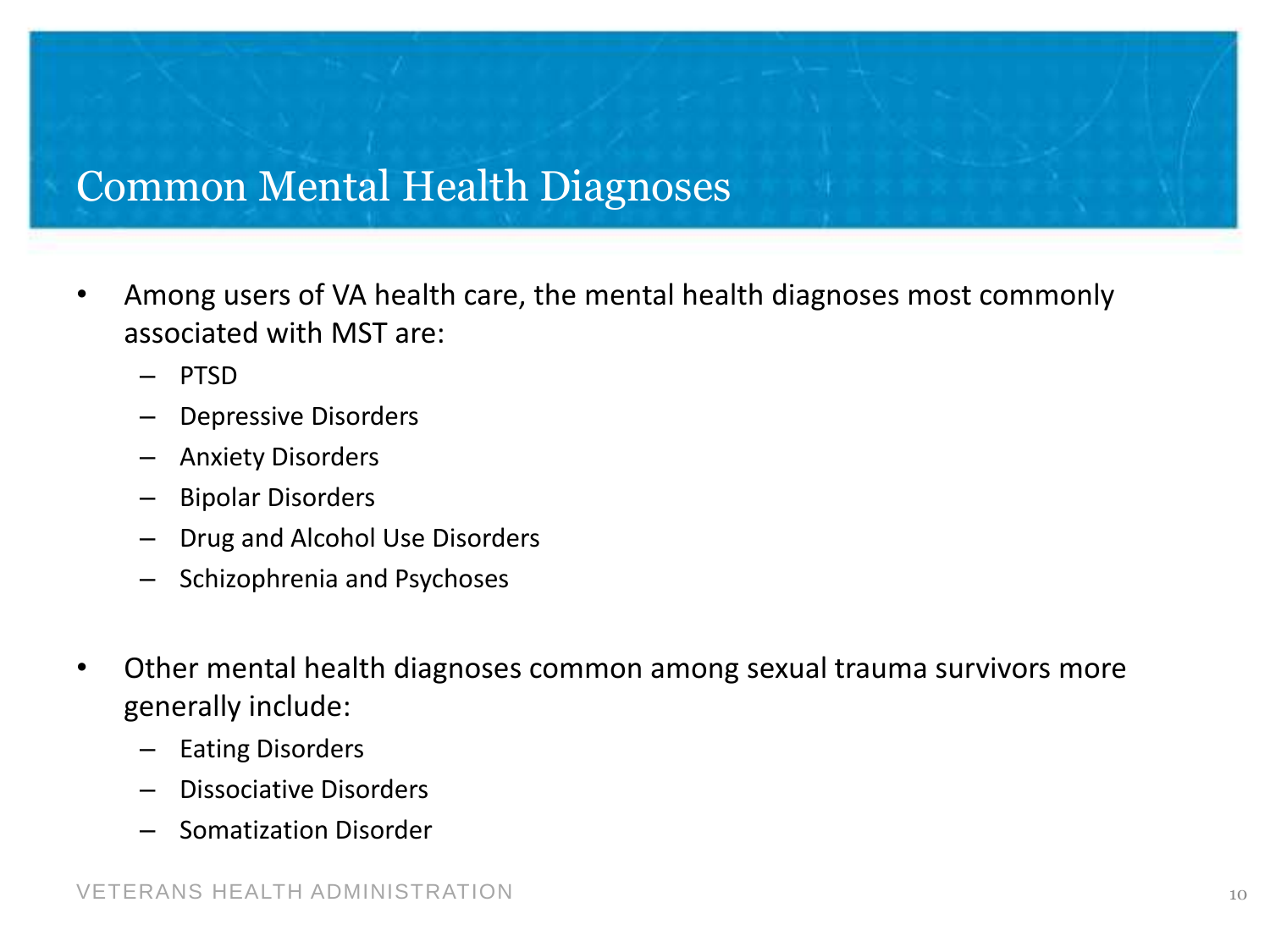# Common Mental Health Diagnoses

- Among users of VA health care, the mental health diagnoses most commonly associated with MST are:
  - PTSD
  - Depressive Disorders
  - Anxiety Disorders
  - Bipolar Disorders
  - Drug and Alcohol Use Disorders
  - Schizophrenia and Psychoses

- Other mental health diagnoses common among sexual trauma survivors more generally include:
  - Eating Disorders
  - Dissociative Disorders
  - Somatization Disorder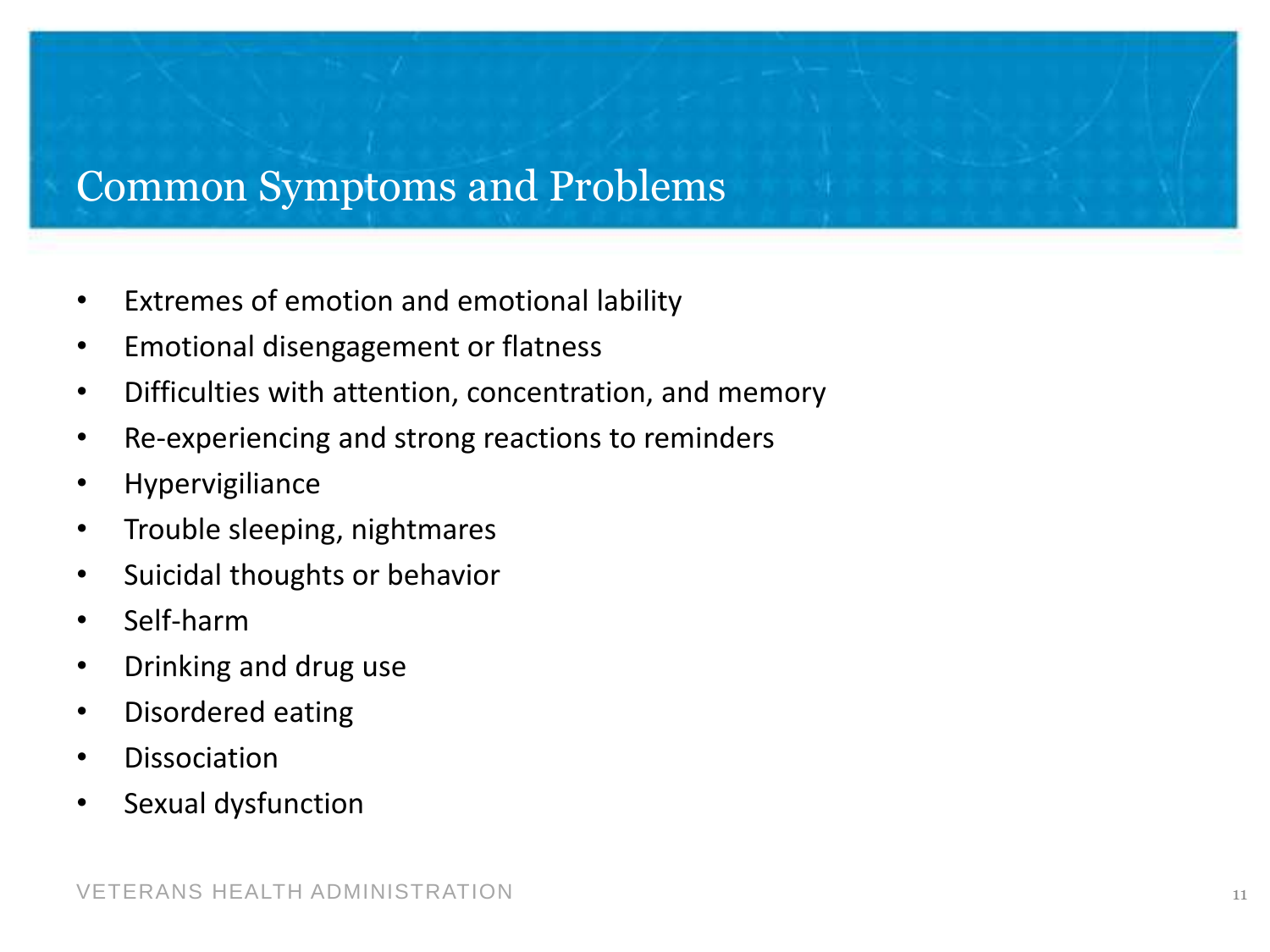# Common Symptoms and Problems

- Extremes of emotion and emotional lability
- Emotional disengagement or flatness
- Difficulties with attention, concentration, and memory
- Re-experiencing and strong reactions to reminders
- Hypervigiliance
- Trouble sleeping, nightmares
- Suicidal thoughts or behavior
- Self-harm
- Drinking and drug use
- Disordered eating
- Dissociation
- Sexual dysfunction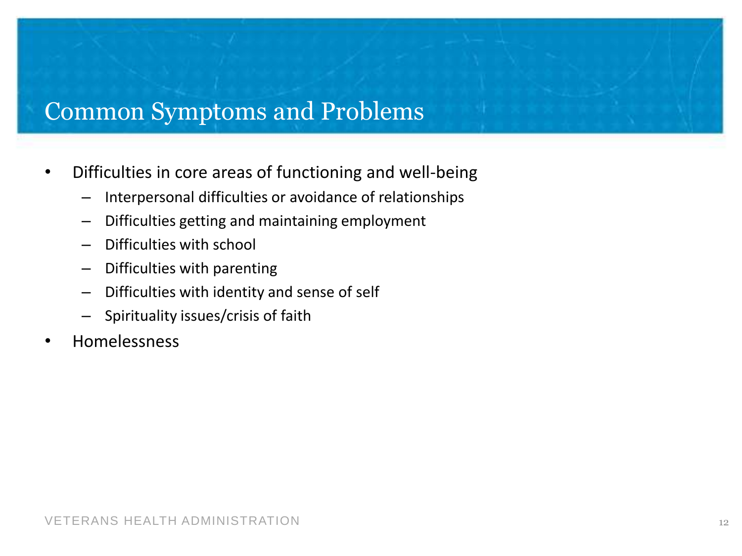# Common Symptoms and Problems

- Difficulties in core areas of functioning and well-being
  - Interpersonal difficulties or avoidance of relationships
  - Difficulties getting and maintaining employment
  - Difficulties with school
  - Difficulties with parenting
  - Difficulties with identity and sense of self
  - Spirituality issues/crisis of faith
- Homelessness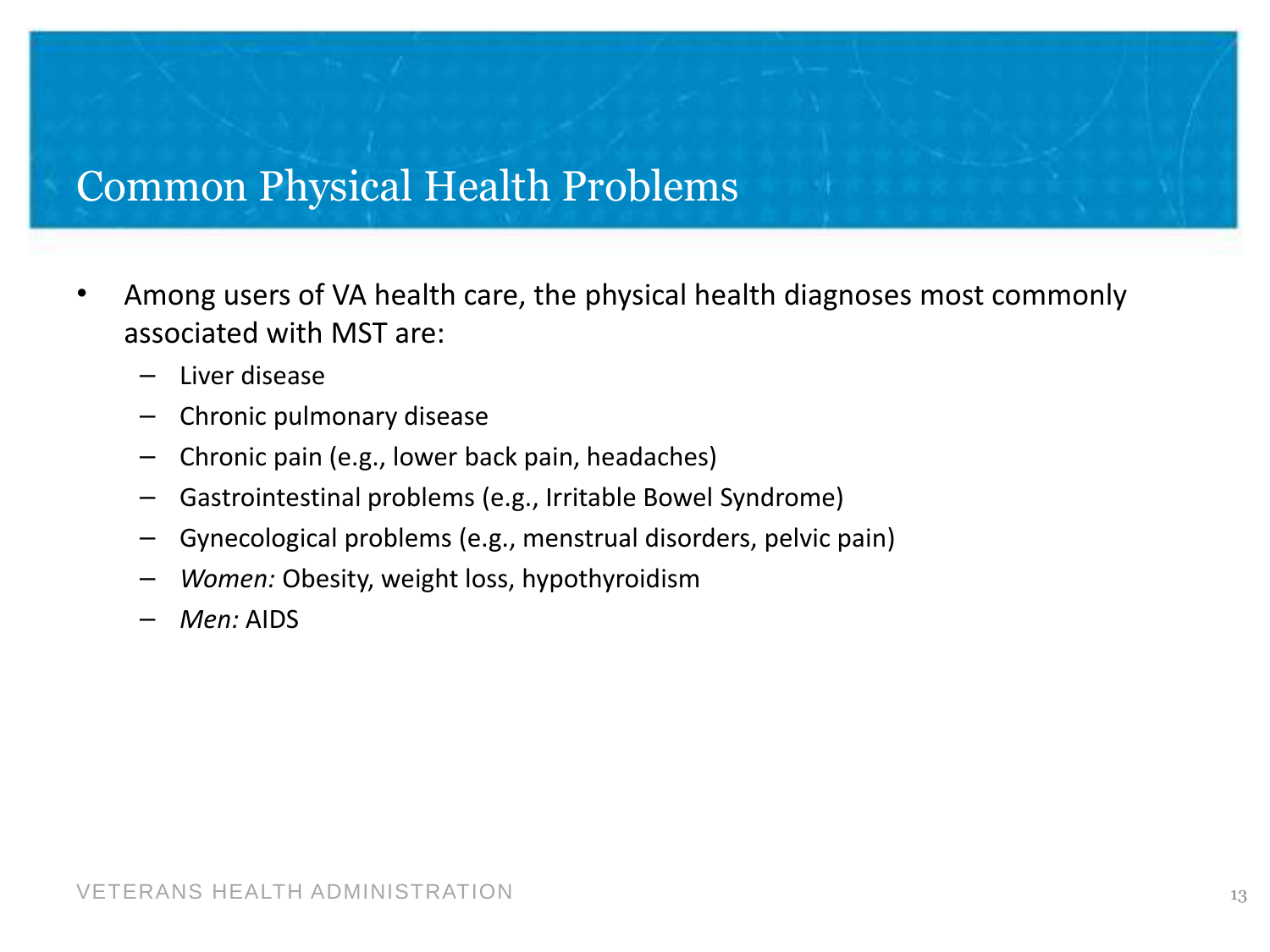# Common Physical Health Problems

- Among users of VA health care, the physical health diagnoses most commonly associated with MST are:
  - Liver disease
  - Chronic pulmonary disease
  - Chronic pain (e.g., lower back pain, headaches)
  - Gastrointestinal problems (e.g., Irritable Bowel Syndrome)
  - Gynecological problems (e.g., menstrual disorders, pelvic pain)
  - *Women:* Obesity, weight loss, hypothyroidism
  - *Men:* AIDS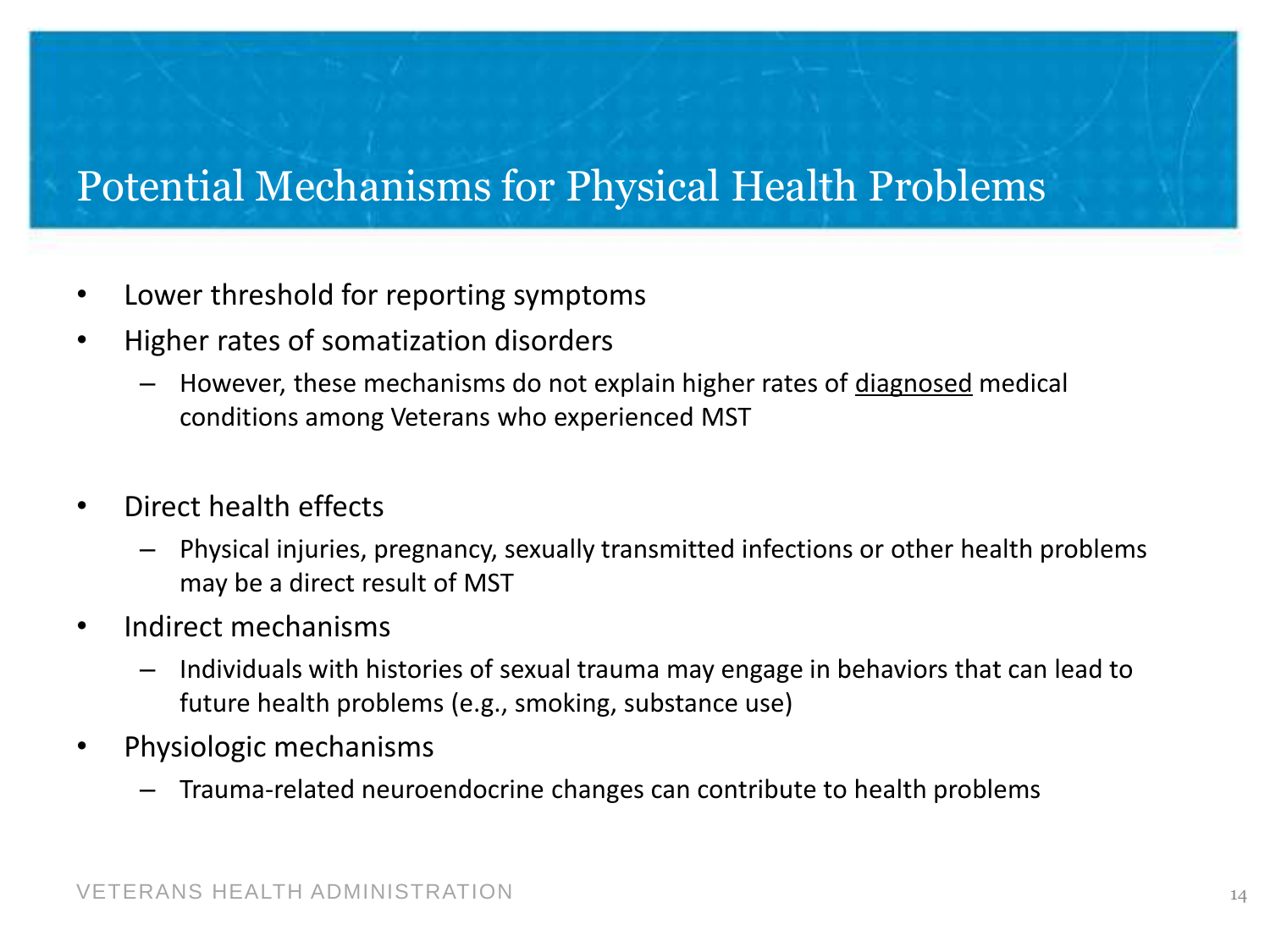# Potential Mechanisms for Physical Health Problems

- Lower threshold for reporting symptoms
- Higher rates of somatization disorders
  - However, these mechanisms do not explain higher rates of <u>diagnosed</u> medical conditions among Veterans who experienced MST
- Direct health effects
  - Physical injuries, pregnancy, sexually transmitted infections or other health problems may be a direct result of MST
- Indirect mechanisms
  - Individuals with histories of sexual trauma may engage in behaviors that can lead to future health problems (e.g., smoking, substance use)
- Physiologic mechanisms
  - Trauma-related neuroendocrine changes can contribute to health problems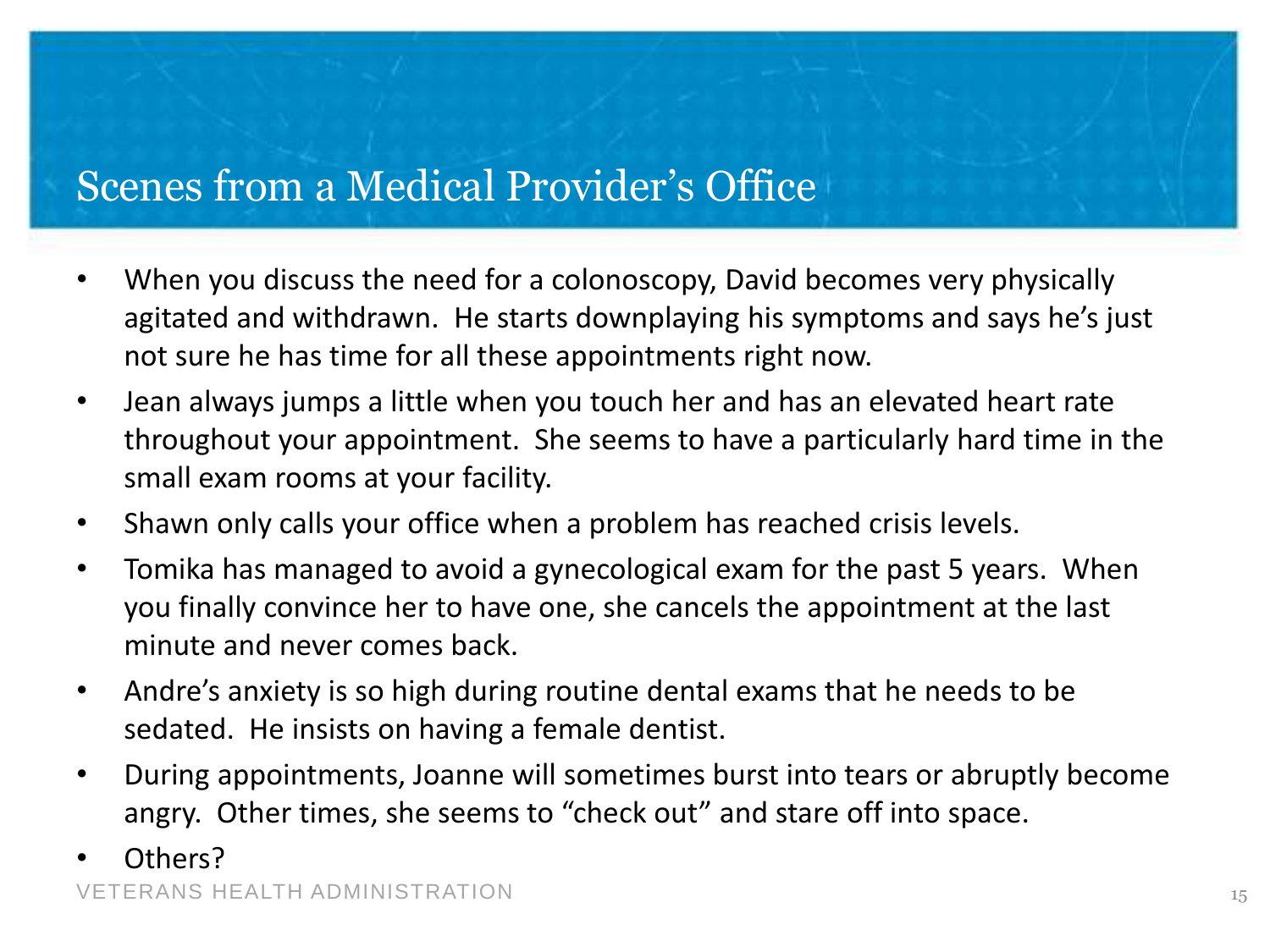# Scenes from a Medical Provider's Office

- When you discuss the need for a colonoscopy, David becomes very physically agitated and withdrawn. He starts downplaying his symptoms and says he's just not sure he has time for all these appointments right now.
- Jean always jumps a little when you touch her and has an elevated heart rate throughout your appointment. She seems to have a particularly hard time in the small exam rooms at your facility.
- Shawn only calls your office when a problem has reached crisis levels.
- Tomika has managed to avoid a gynecological exam for the past 5 years. When you finally convince her to have one, she cancels the appointment at the last minute and never comes back.
- Andre's anxiety is so high during routine dental exams that he needs to be sedated. He insists on having a female dentist.
- During appointments, Joanne will sometimes burst into tears or abruptly become angry. Other times, she seems to "check out" and stare off into space.
- Others?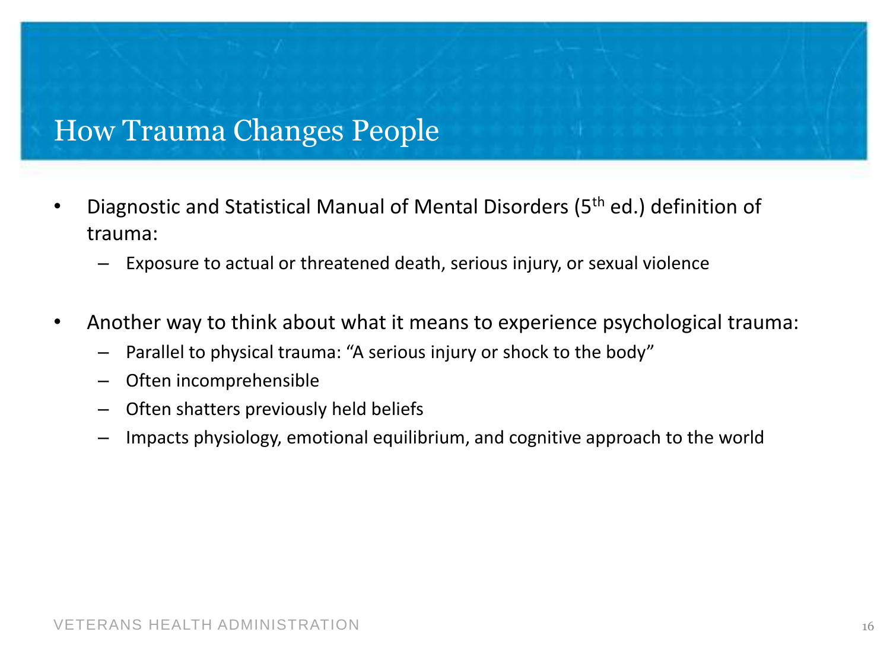# How Trauma Changes People

- Diagnostic and Statistical Manual of Mental Disorders (5th ed.) definition of trauma:
  - Exposure to actual or threatened death, serious injury, or sexual violence

- Another way to think about what it means to experience psychological trauma:
  - Parallel to physical trauma: "A serious injury or shock to the body"
  - Often incomprehensible
  - Often shatters previously held beliefs
  - Impacts physiology, emotional equilibrium, and cognitive approach to the world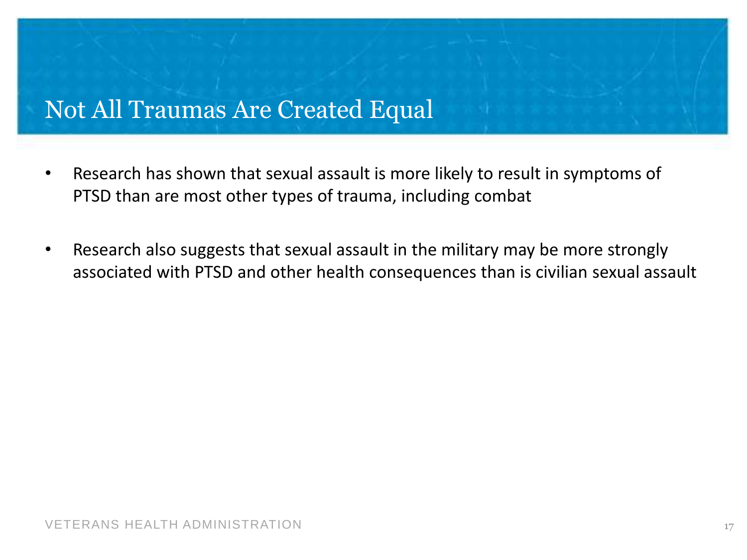# Not All Traumas Are Created Equal

- Research has shown that sexual assault is more likely to result in symptoms of PTSD than are most other types of trauma, including combat
- Research also suggests that sexual assault in the military may be more strongly associated with PTSD and other health consequences than is civilian sexual assault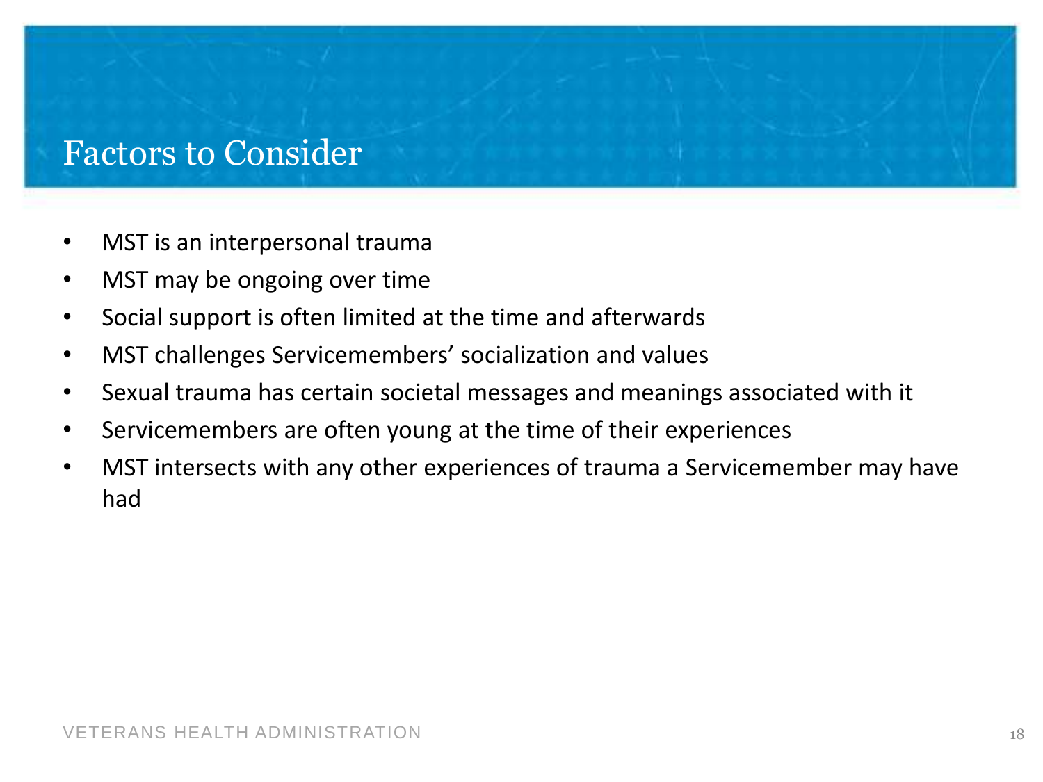# Factors to Consider

- MST is an interpersonal trauma
- MST may be ongoing over time
- Social support is often limited at the time and afterwards
- MST challenges Servicemembers' socialization and values
- Sexual trauma has certain societal messages and meanings associated with it
- Servicemembers are often young at the time of their experiences
- MST intersects with any other experiences of trauma a Servicemember may have had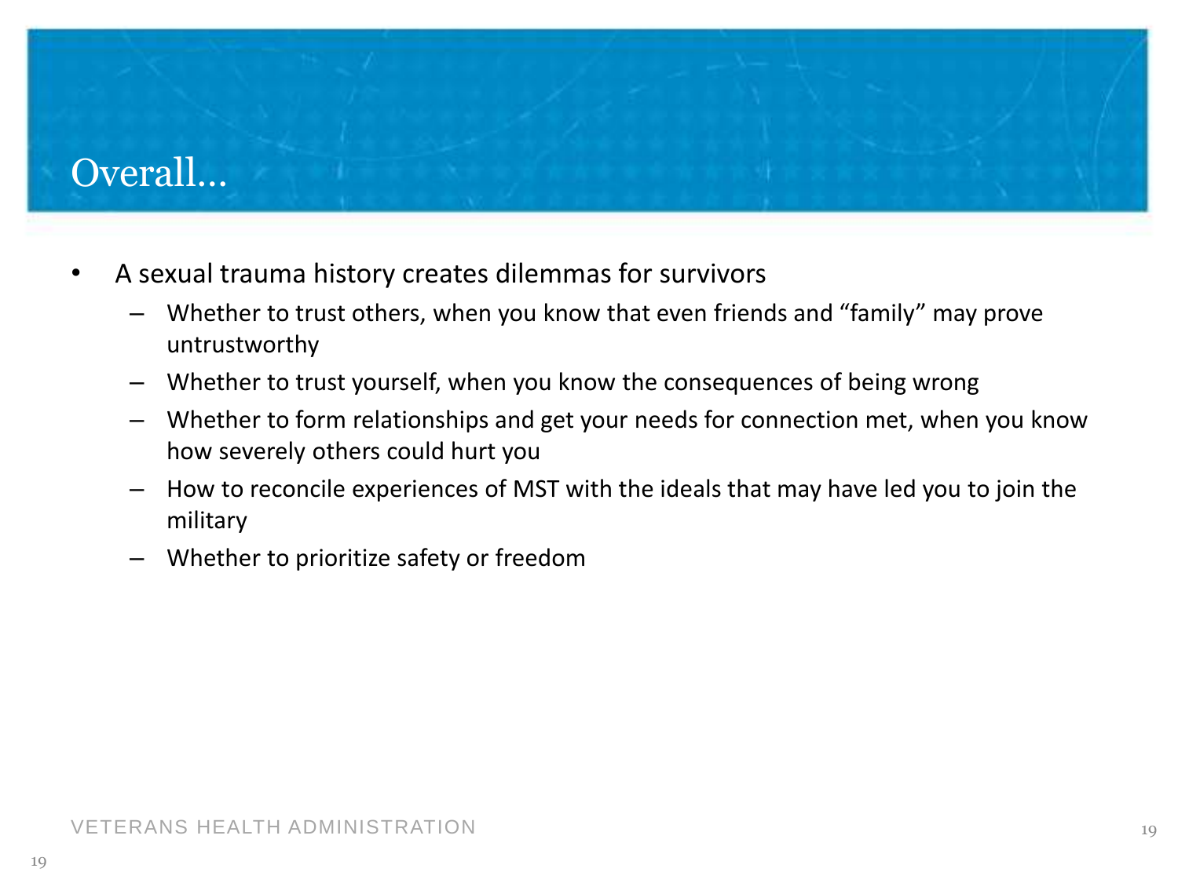# Overall…

- A sexual trauma history creates dilemmas for survivors
  - Whether to trust others, when you know that even friends and "family" may prove untrustworthy
  - Whether to trust yourself, when you know the consequences of being wrong
  - Whether to form relationships and get your needs for connection met, when you know how severely others could hurt you
  - How to reconcile experiences of MST with the ideals that may have led you to join the military
  - Whether to prioritize safety or freedom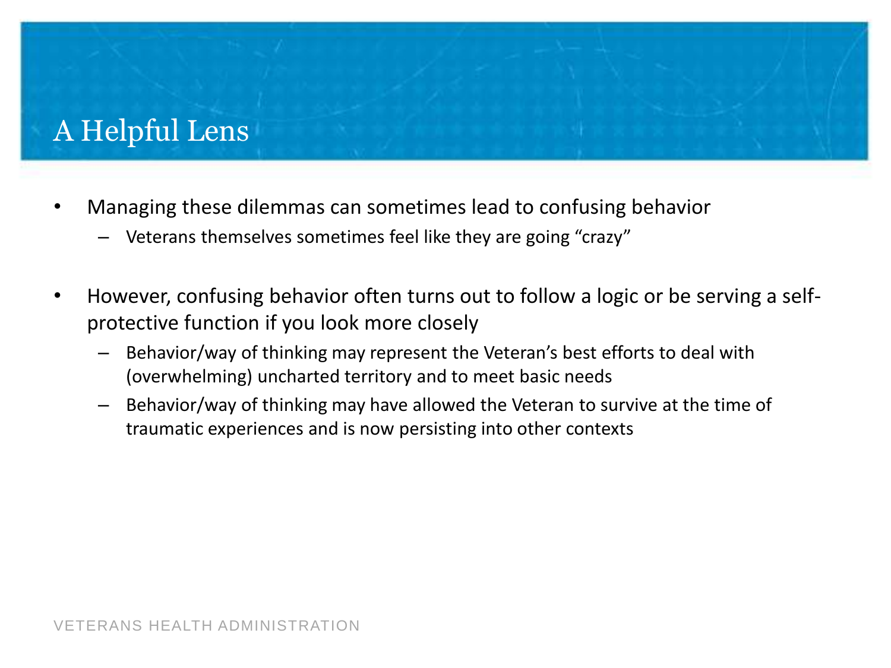# A Helpful Lens

- Managing these dilemmas can sometimes lead to confusing behavior
  - Veterans themselves sometimes feel like they are going “crazy”

- However, confusing behavior often turns out to follow a logic or be serving a self-protective function if you look more closely
  - Behavior/way of thinking may represent the Veteran’s best efforts to deal with (overwhelming) uncharted territory and to meet basic needs
  - Behavior/way of thinking may have allowed the Veteran to survive at the time of traumatic experiences and is now persisting into other contexts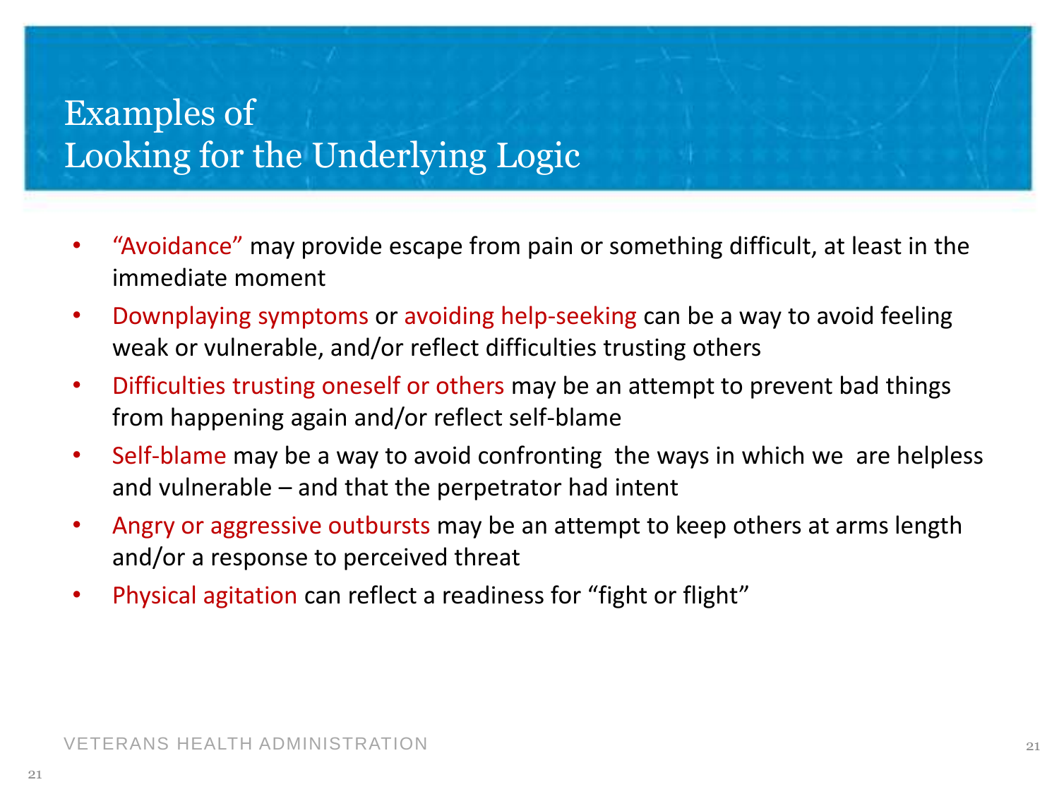# Examples of Looking for the Underlying Logic

- "Avoidance" may provide escape from pain or something difficult, at least in the immediate moment
- Downplaying symptoms or avoiding help-seeking can be a way to avoid feeling weak or vulnerable, and/or reflect difficulties trusting others
- Difficulties trusting oneself or others may be an attempt to prevent bad things from happening again and/or reflect self-blame
- Self-blame may be a way to avoid confronting the ways in which we are helpless and vulnerable – and that the perpetrator had intent
- Angry or aggressive outbursts may be an attempt to keep others at arms length and/or a response to perceived threat
- Physical agitation can reflect a readiness for "fight or flight"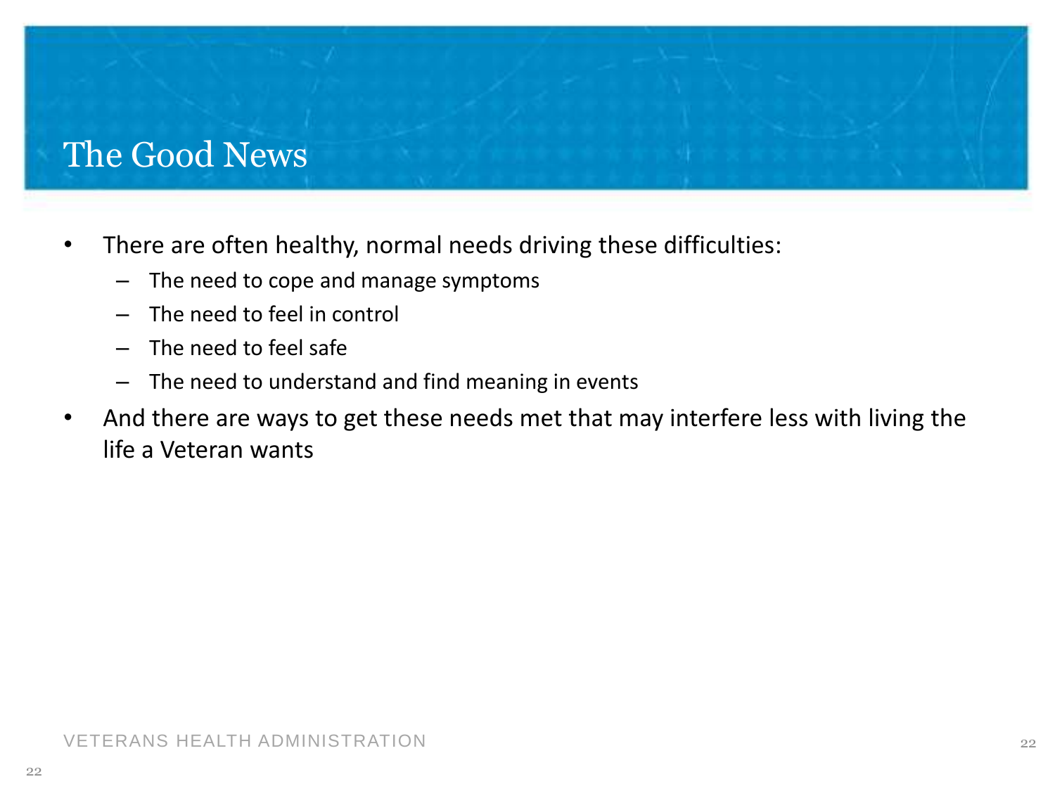# The Good News

- There are often healthy, normal needs driving these difficulties:
  - The need to cope and manage symptoms
  - The need to feel in control
  - The need to feel safe
  - The need to understand and find meaning in events
- And there are ways to get these needs met that may interfere less with living the life a Veteran wants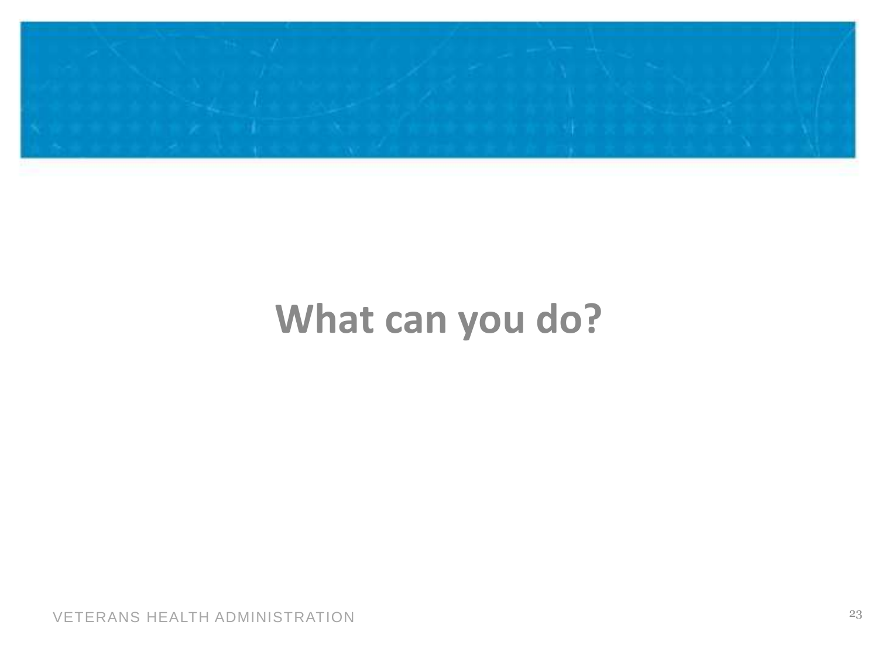# What can you do?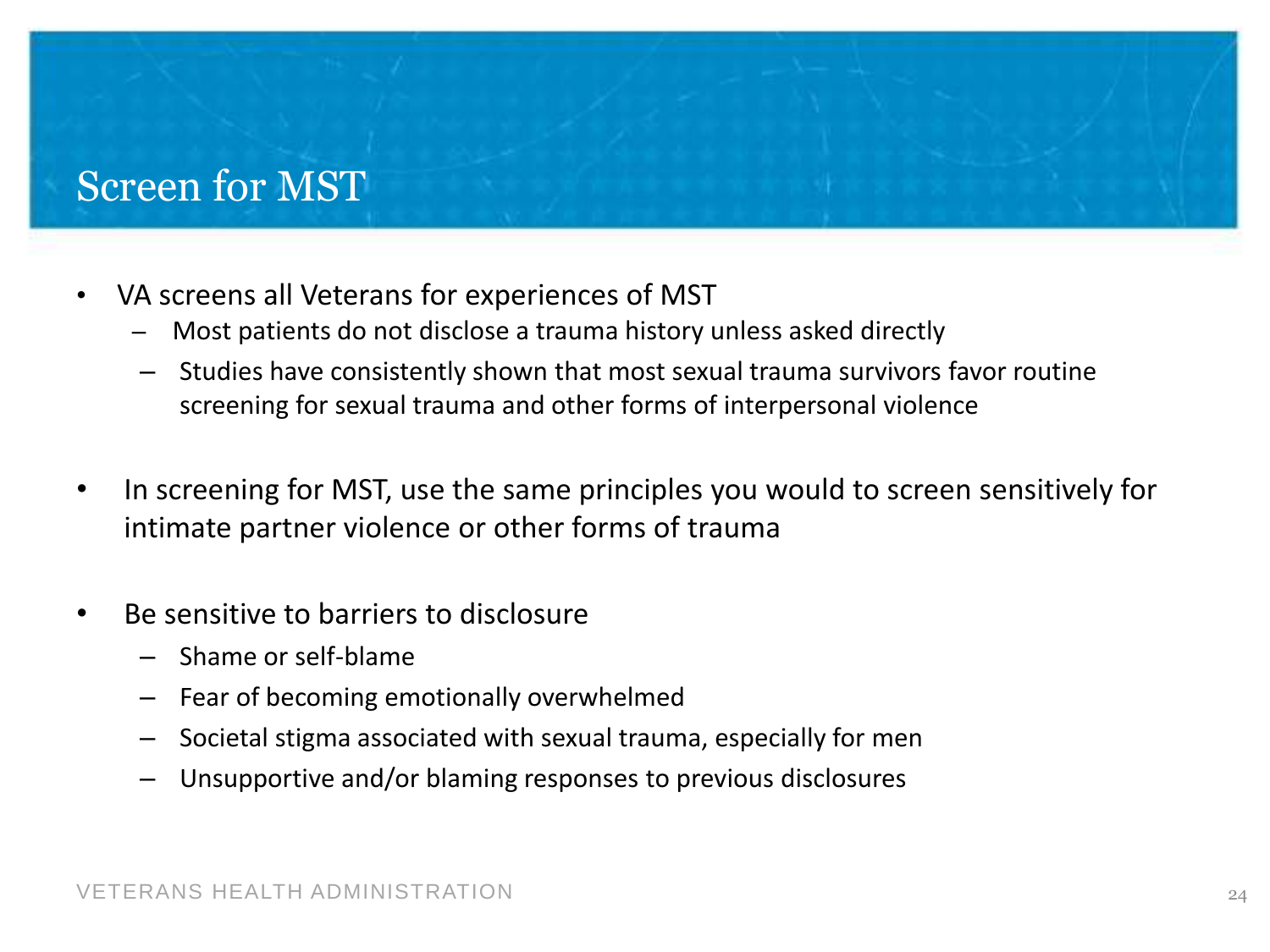# Screen for MST

- VA screens all Veterans for experiences of MST
  - Most patients do not disclose a trauma history unless asked directly
  - Studies have consistently shown that most sexual trauma survivors favor routine screening for sexual trauma and other forms of interpersonal violence

- In screening for MST, use the same principles you would to screen sensitively for intimate partner violence or other forms of trauma

- Be sensitive to barriers to disclosure
  - Shame or self-blame
  - Fear of becoming emotionally overwhelmed
  - Societal stigma associated with sexual trauma, especially for men
  - Unsupportive and/or blaming responses to previous disclosures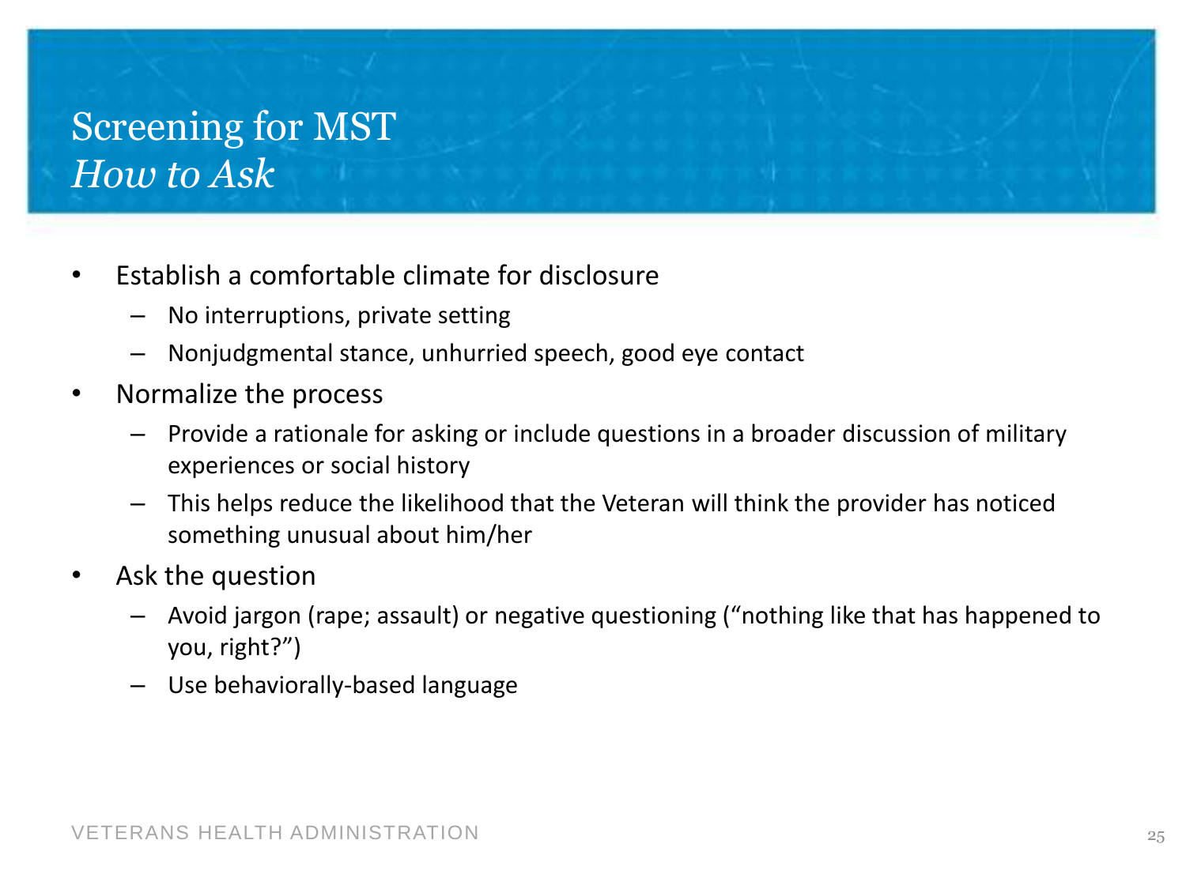# Screening for MST

## *How to Ask*

- Establish a comfortable climate for disclosure
  - No interruptions, private setting
  - Nonjudgmental stance, unhurried speech, good eye contact
- Normalize the process
  - Provide a rationale for asking or include questions in a broader discussion of military experiences or social history
  - This helps reduce the likelihood that the Veteran will think the provider has noticed something unusual about him/her
- Ask the question
  - Avoid jargon (rape; assault) or negative questioning ("nothing like that has happened to you, right?")
  - Use behaviorally-based language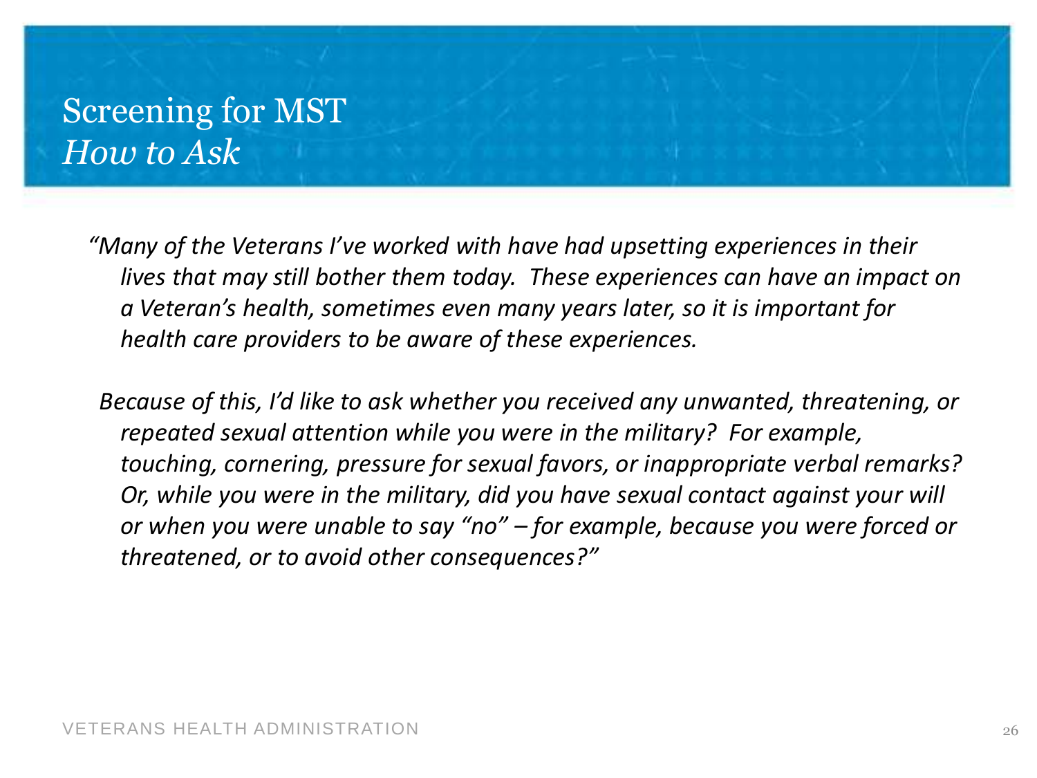# Screening for MST
## *How to Ask*

*"Many of the Veterans I've worked with have had upsetting experiences in their lives that may still bother them today. These experiences can have an impact on a Veteran's health, sometimes even many years later, so it is important for health care providers to be aware of these experiences.*

*Because of this, I'd like to ask whether you received any unwanted, threatening, or repeated sexual attention while you were in the military? For example, touching, cornering, pressure for sexual favors, or inappropriate verbal remarks? Or, while you were in the military, did you have sexual contact against your will or when you were unable to say "no" – for example, because you were forced or threatened, or to avoid other consequences?"*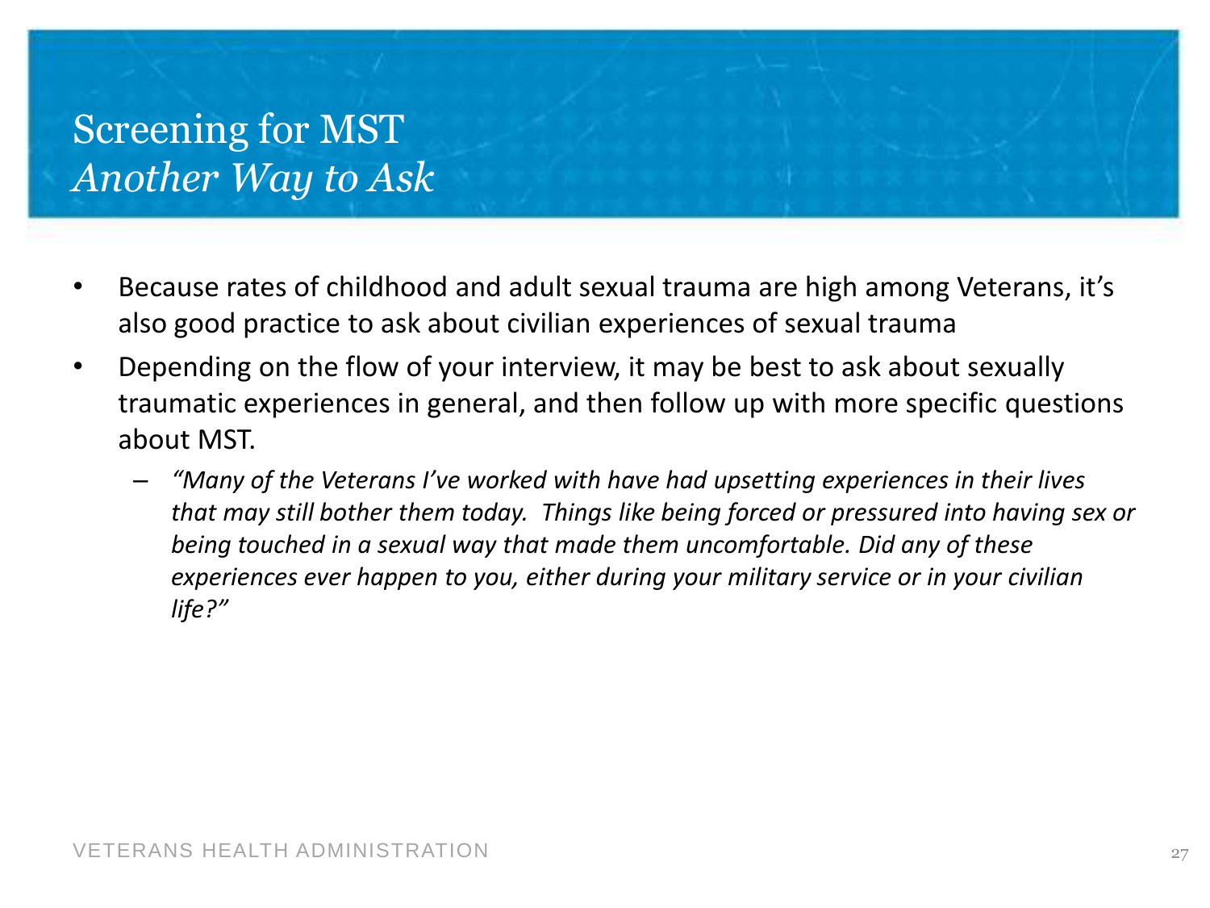# Screening for MST
## *Another Way to Ask*

- Because rates of childhood and adult sexual trauma are high among Veterans, it's also good practice to ask about civilian experiences of sexual trauma
- Depending on the flow of your interview, it may be best to ask about sexually traumatic experiences in general, and then follow up with more specific questions about MST.
  - *"Many of the Veterans I've worked with have had upsetting experiences in their lives that may still bother them today. Things like being forced or pressured into having sex or being touched in a sexual way that made them uncomfortable. Did any of these experiences ever happen to you, either during your military service or in your civilian life?"*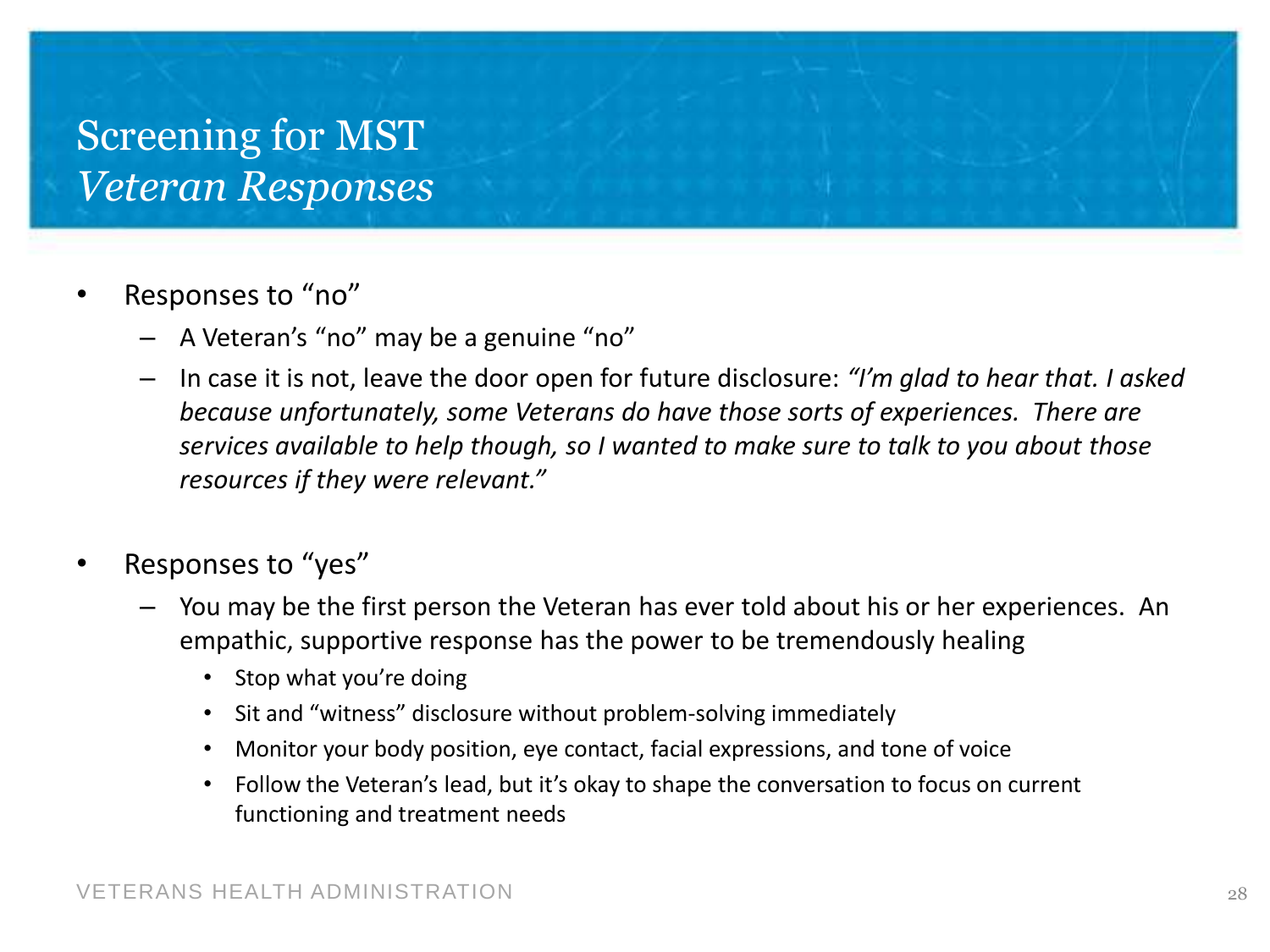# Screening for MST
## *Veteran Responses*

- Responses to “no”
  - A Veteran’s “no” may be a genuine “no”
  - In case it is not, leave the door open for future disclosure: *“I’m glad to hear that. I asked because unfortunately, some Veterans do have those sorts of experiences. There are services available to help though, so I wanted to make sure to talk to you about those resources if they were relevant.”*

- Responses to “yes”
  - You may be the first person the Veteran has ever told about his or her experiences. An empathic, supportive response has the power to be tremendously healing
    - Stop what you’re doing
    - Sit and “witness” disclosure without problem-solving immediately
    - Monitor your body position, eye contact, facial expressions, and tone of voice
    - Follow the Veteran’s lead, but it’s okay to shape the conversation to focus on current functioning and treatment needs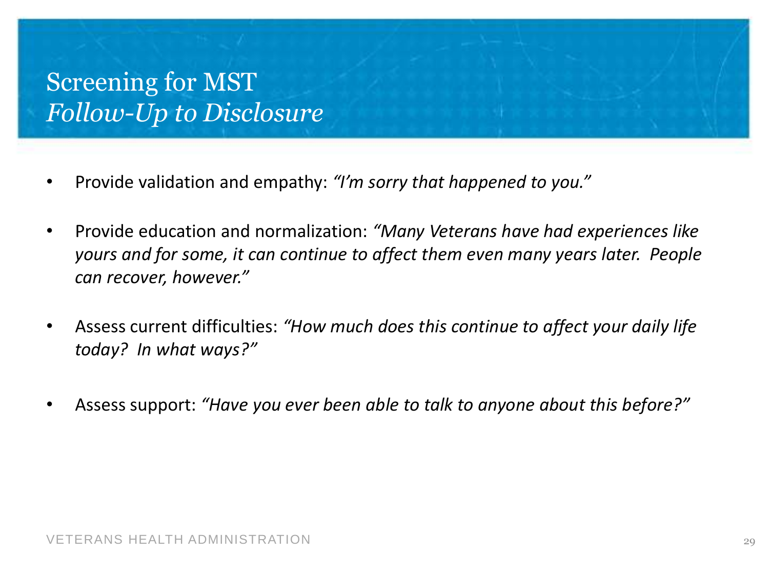# Screening for MST
## *Follow-Up to Disclosure*

- Provide validation and empathy: *"I'm sorry that happened to you."*
- Provide education and normalization: *"Many Veterans have had experiences like yours and for some, it can continue to affect them even many years later. People can recover, however."*
- Assess current difficulties: *"How much does this continue to affect your daily life today? In what ways?"*
- Assess support: *"Have you ever been able to talk to anyone about this before?"*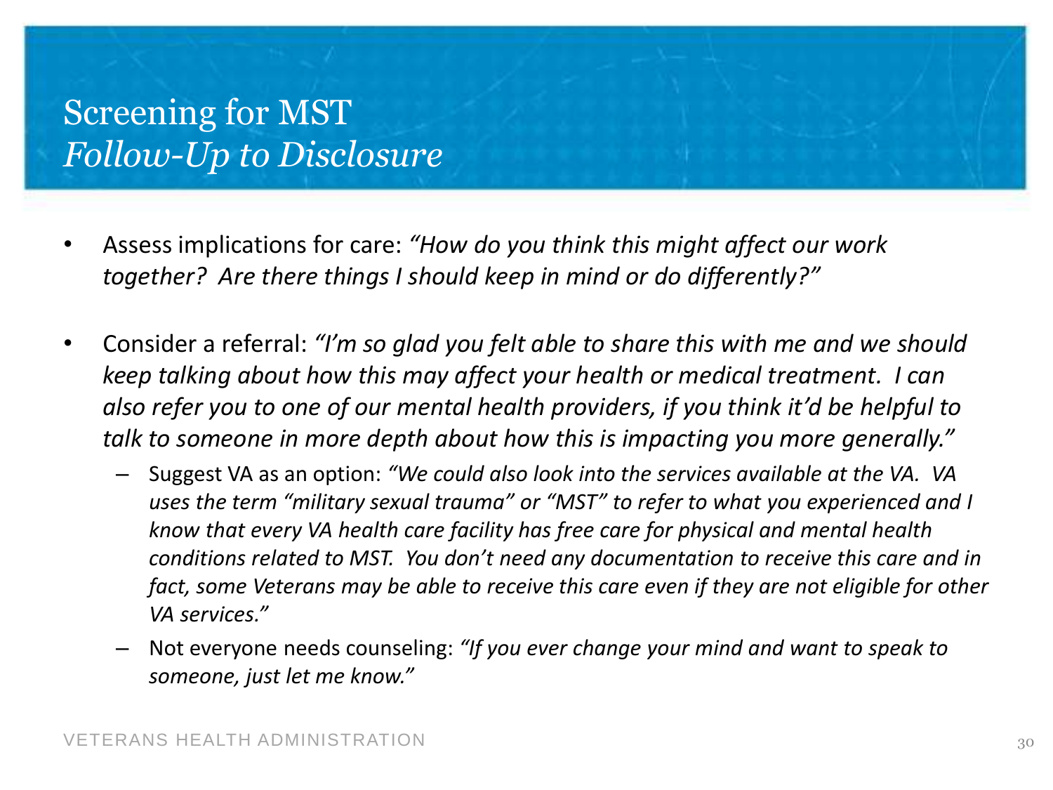# Screening for MST
## *Follow-Up to Disclosure*

- Assess implications for care: *"How do you think this might affect our work together? Are there things I should keep in mind or do differently?"*
- Consider a referral: *"I'm so glad you felt able to share this with me and we should keep talking about how this may affect your health or medical treatment. I can also refer you to one of our mental health providers, if you think it'd be helpful to talk to someone in more depth about how this is impacting you more generally."*
  - Suggest VA as an option: *"We could also look into the services available at the VA. VA uses the term "military sexual trauma" or "MST" to refer to what you experienced and I know that every VA health care facility has free care for physical and mental health conditions related to MST. You don't need any documentation to receive this care and in fact, some Veterans may be able to receive this care even if they are not eligible for other VA services."*
  - Not everyone needs counseling: *"If you ever change your mind and want to speak to someone, just let me know."*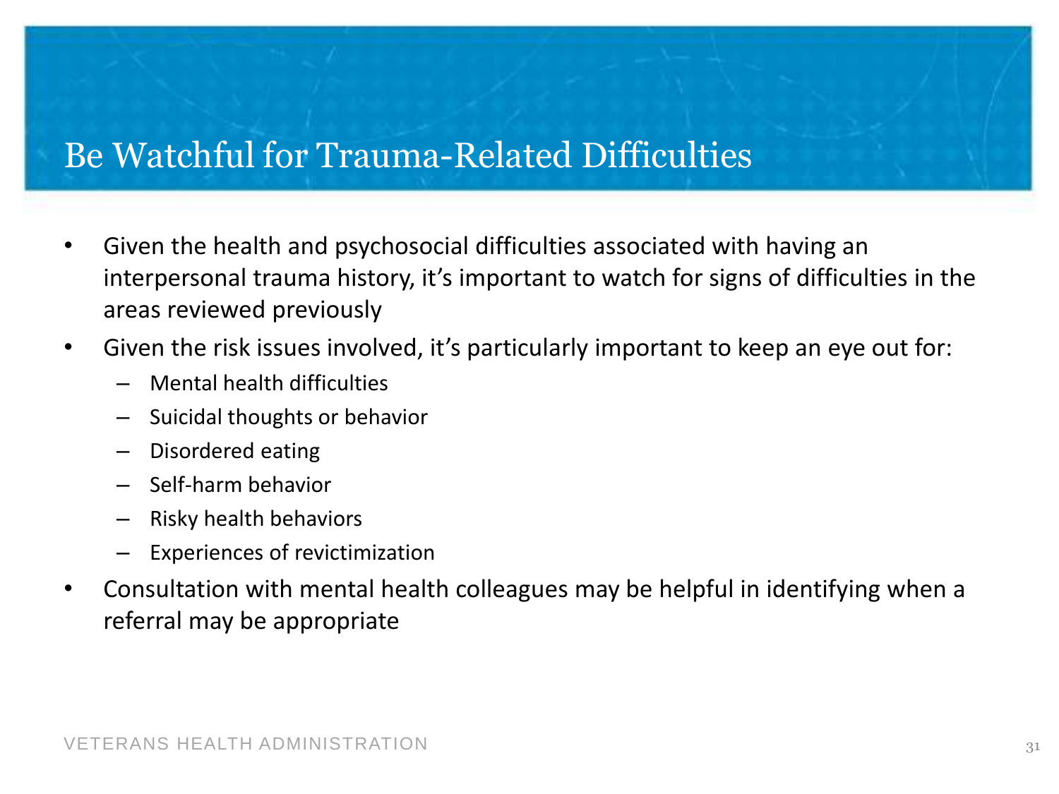# Be Watchful for Trauma-Related Difficulties

- Given the health and psychosocial difficulties associated with having an interpersonal trauma history, it's important to watch for signs of difficulties in the areas reviewed previously
- Given the risk issues involved, it's particularly important to keep an eye out for:
  - Mental health difficulties
  - Suicidal thoughts or behavior
  - Disordered eating
  - Self-harm behavior
  - Risky health behaviors
  - Experiences of revictimization
- Consultation with mental health colleagues may be helpful in identifying when a referral may be appropriate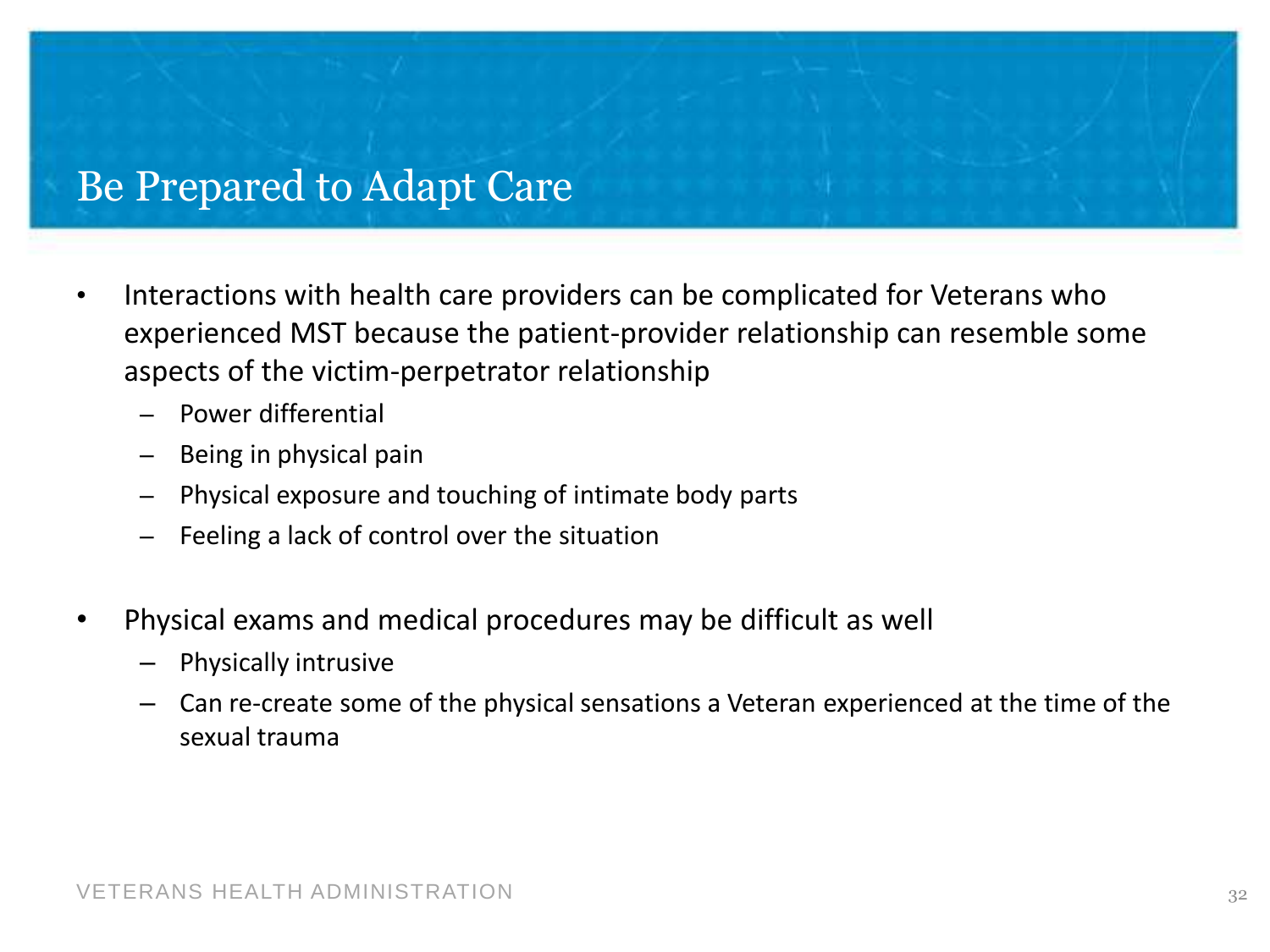# Be Prepared to Adapt Care

- Interactions with health care providers can be complicated for Veterans who experienced MST because the patient-provider relationship can resemble some aspects of the victim-perpetrator relationship
  - Power differential
  - Being in physical pain
  - Physical exposure and touching of intimate body parts
  - Feeling a lack of control over the situation

- Physical exams and medical procedures may be difficult as well
  - Physically intrusive
  - Can re-create some of the physical sensations a Veteran experienced at the time of the sexual trauma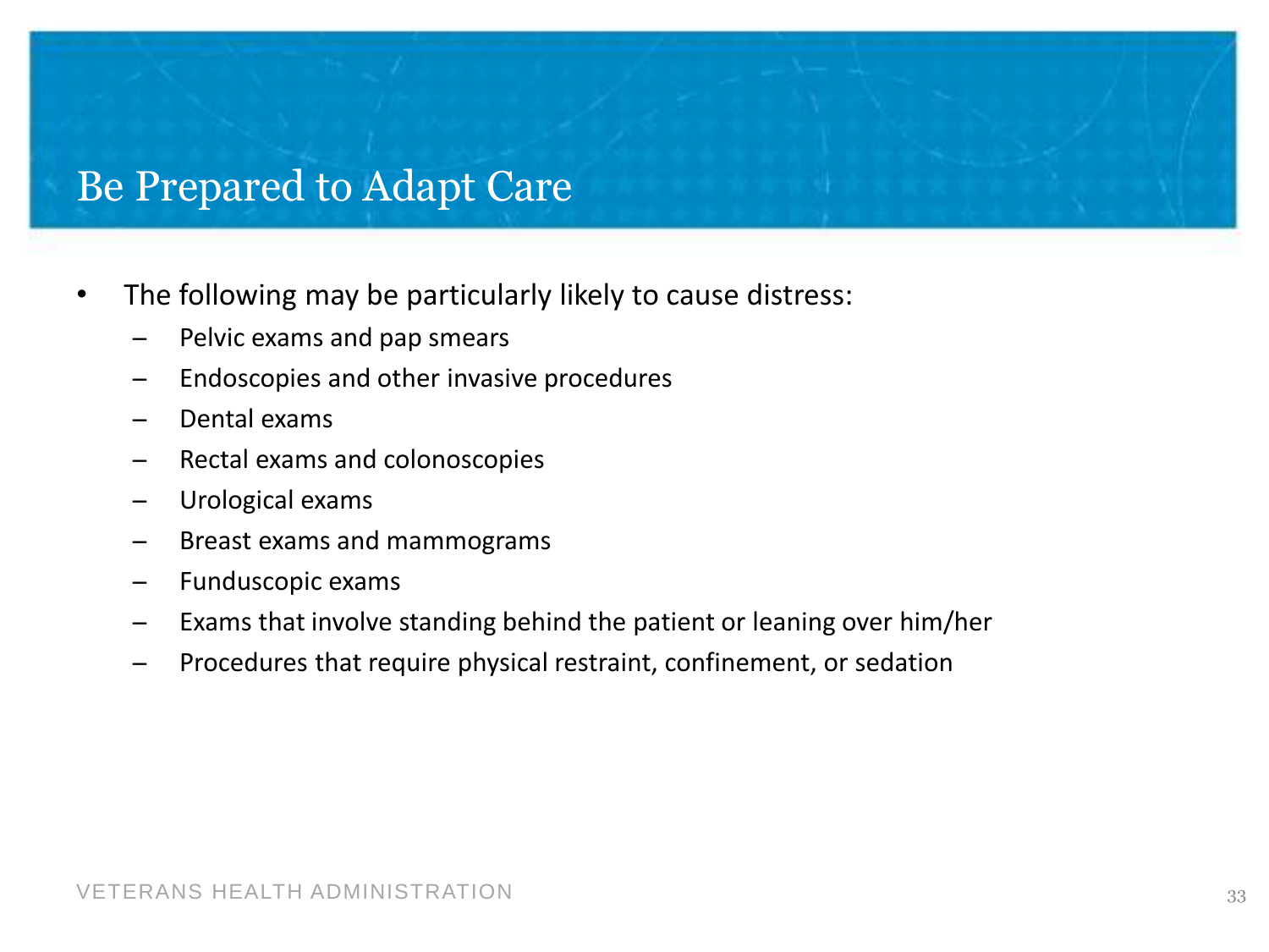# Be Prepared to Adapt Care

- The following may be particularly likely to cause distress:
  - Pelvic exams and pap smears
  - Endoscopies and other invasive procedures
  - Dental exams
  - Rectal exams and colonoscopies
  - Urological exams
  - Breast exams and mammograms
  - Funduscopic exams
  - Exams that involve standing behind the patient or leaning over him/her
  - Procedures that require physical restraint, confinement, or sedation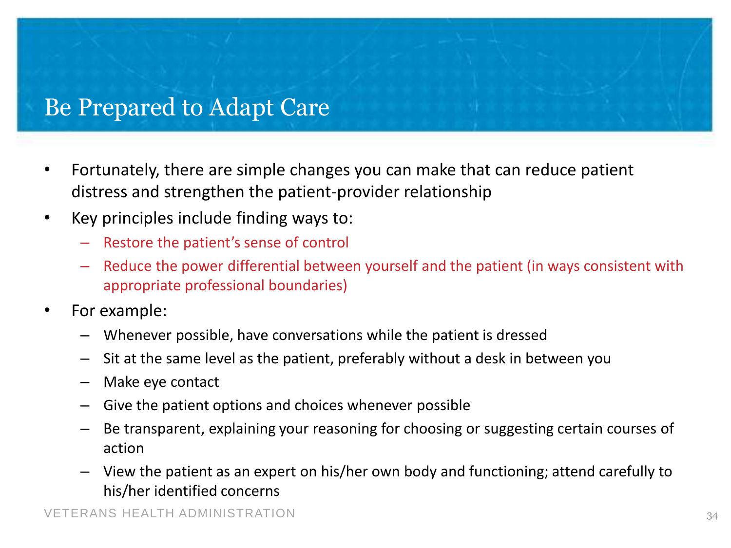# Be Prepared to Adapt Care

- Fortunately, there are simple changes you can make that can reduce patient distress and strengthen the patient-provider relationship
- Key principles include finding ways to:
  - Restore the patient's sense of control
  - Reduce the power differential between yourself and the patient (in ways consistent with appropriate professional boundaries)
- For example:
  - Whenever possible, have conversations while the patient is dressed
  - Sit at the same level as the patient, preferably without a desk in between you
  - Make eye contact
  - Give the patient options and choices whenever possible
  - Be transparent, explaining your reasoning for choosing or suggesting certain courses of action
  - View the patient as an expert on his/her own body and functioning; attend carefully to his/her identified concerns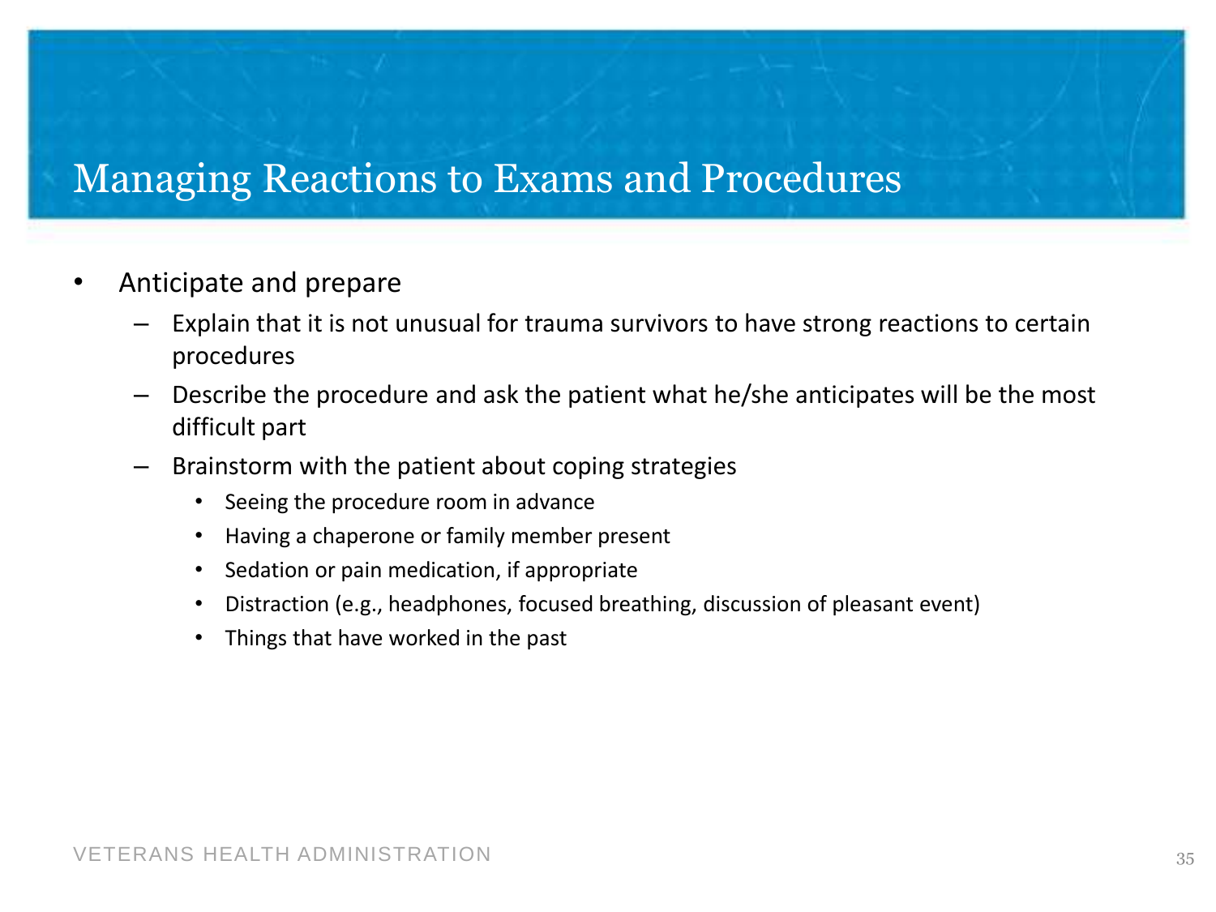# Managing Reactions to Exams and Procedures

- Anticipate and prepare
  - Explain that it is not unusual for trauma survivors to have strong reactions to certain procedures
  - Describe the procedure and ask the patient what he/she anticipates will be the most difficult part
  - Brainstorm with the patient about coping strategies
    - Seeing the procedure room in advance
    - Having a chaperone or family member present
    - Sedation or pain medication, if appropriate
    - Distraction (e.g., headphones, focused breathing, discussion of pleasant event)
    - Things that have worked in the past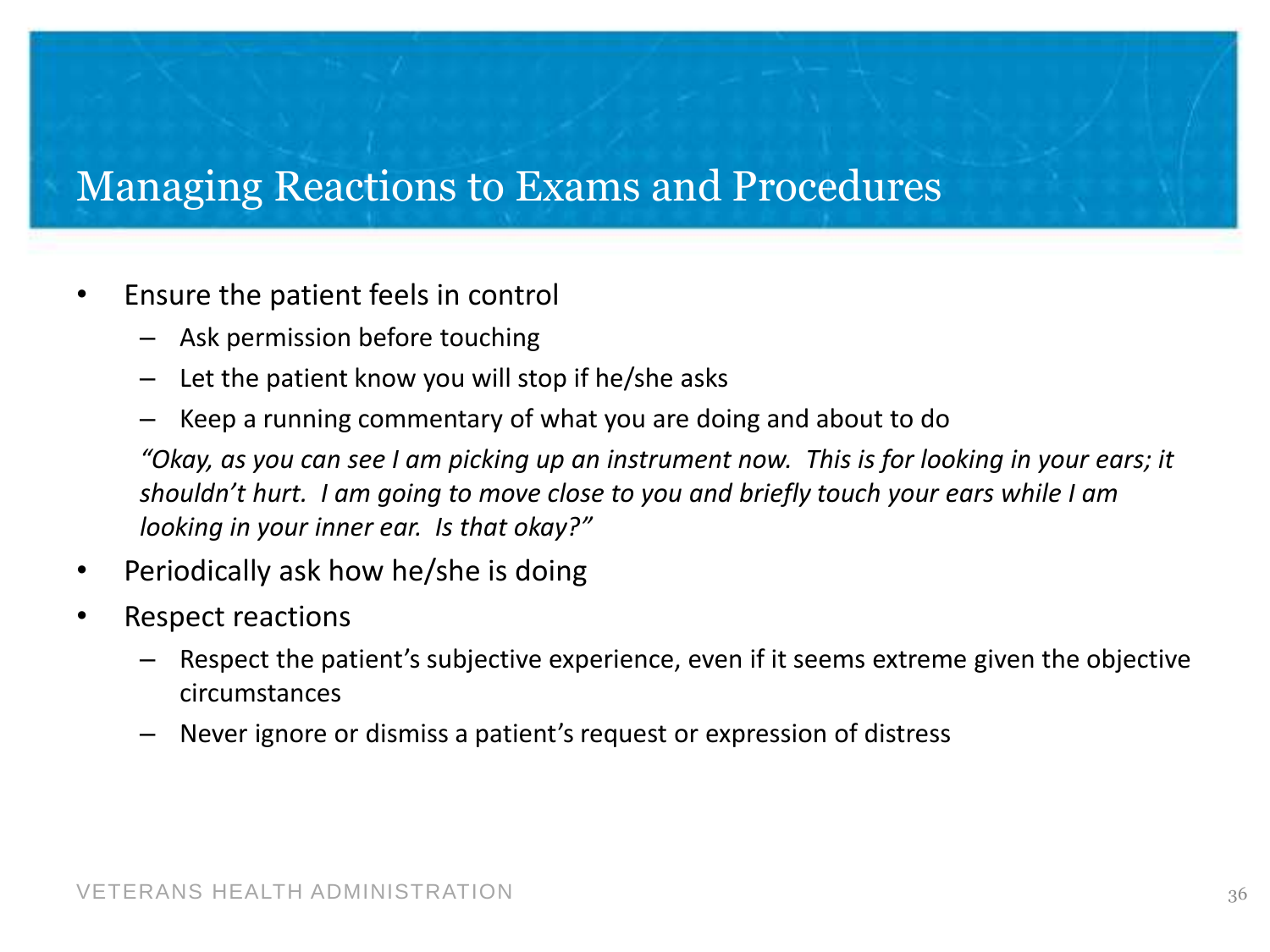# Managing Reactions to Exams and Procedures

- Ensure the patient feels in control
  - Ask permission before touching
  - Let the patient know you will stop if he/she asks
  - Keep a running commentary of what you are doing and about to do

  *"Okay, as you can see I am picking up an instrument now. This is for looking in your ears; it shouldn't hurt. I am going to move close to you and briefly touch your ears while I am looking in your inner ear. Is that okay?"*

- Periodically ask how he/she is doing
- Respect reactions
  - Respect the patient's subjective experience, even if it seems extreme given the objective circumstances
  - Never ignore or dismiss a patient's request or expression of distress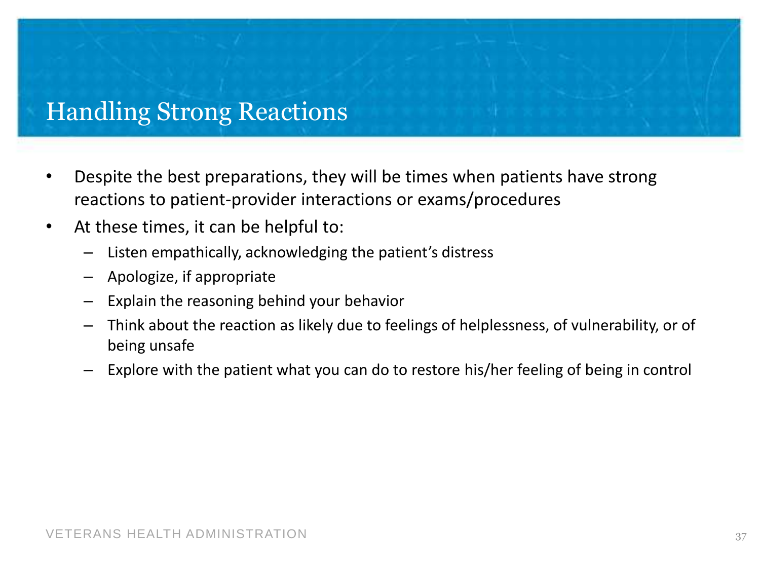# Handling Strong Reactions

- Despite the best preparations, they will be times when patients have strong reactions to patient-provider interactions or exams/procedures
- At these times, it can be helpful to:
  - Listen empathically, acknowledging the patient's distress
  - Apologize, if appropriate
  - Explain the reasoning behind your behavior
  - Think about the reaction as likely due to feelings of helplessness, of vulnerability, or of being unsafe
  - Explore with the patient what you can do to restore his/her feeling of being in control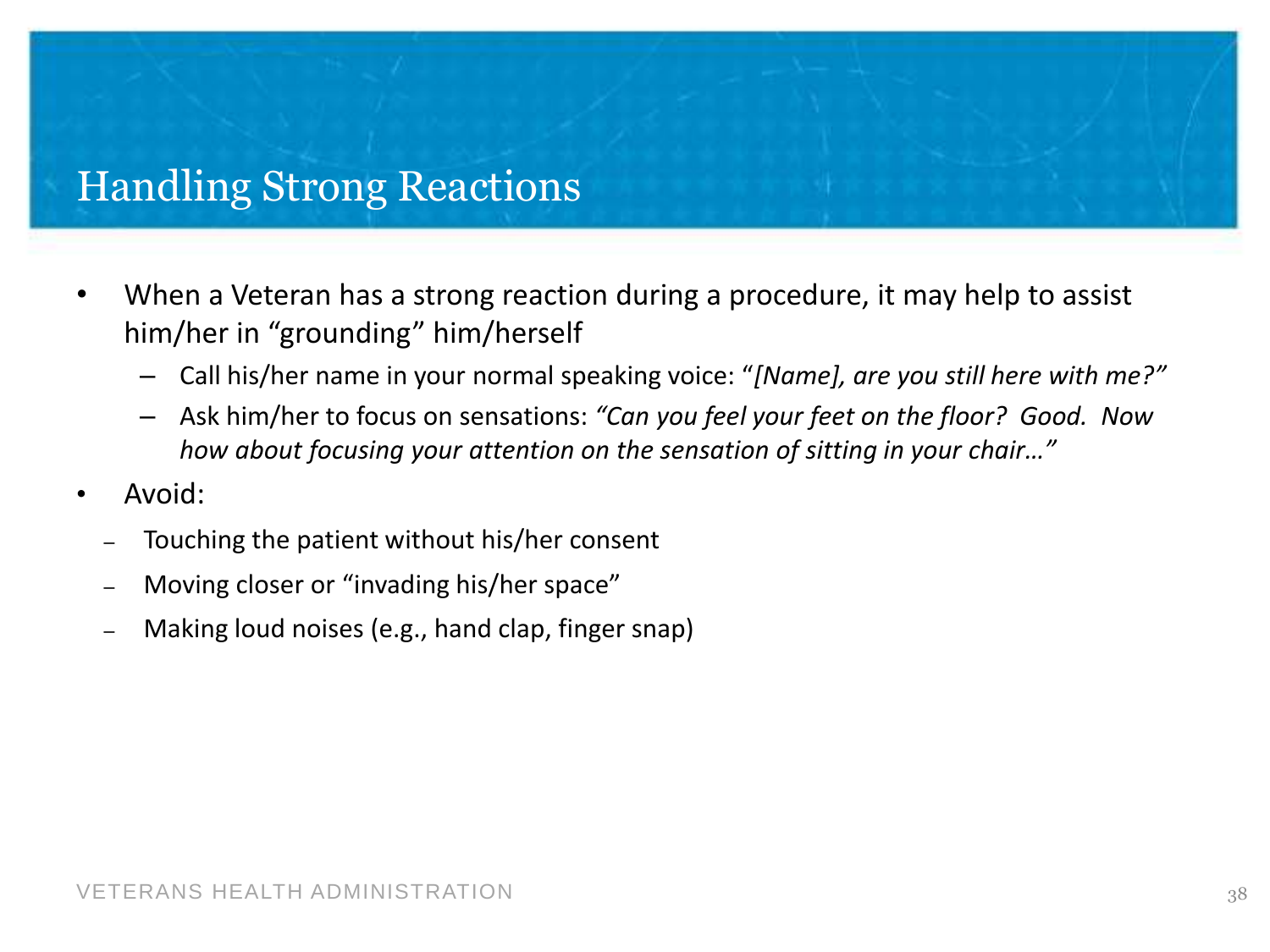# Handling Strong Reactions

- When a Veteran has a strong reaction during a procedure, it may help to assist him/her in "grounding" him/herself
  - Call his/her name in your normal speaking voice: "*[Name], are you still here with me?"*
  - Ask him/her to focus on sensations: *"Can you feel your feet on the floor? Good. Now how about focusing your attention on the sensation of sitting in your chair…"*
- Avoid:
  - Touching the patient without his/her consent
  - Moving closer or "invading his/her space"
  - Making loud noises (e.g., hand clap, finger snap)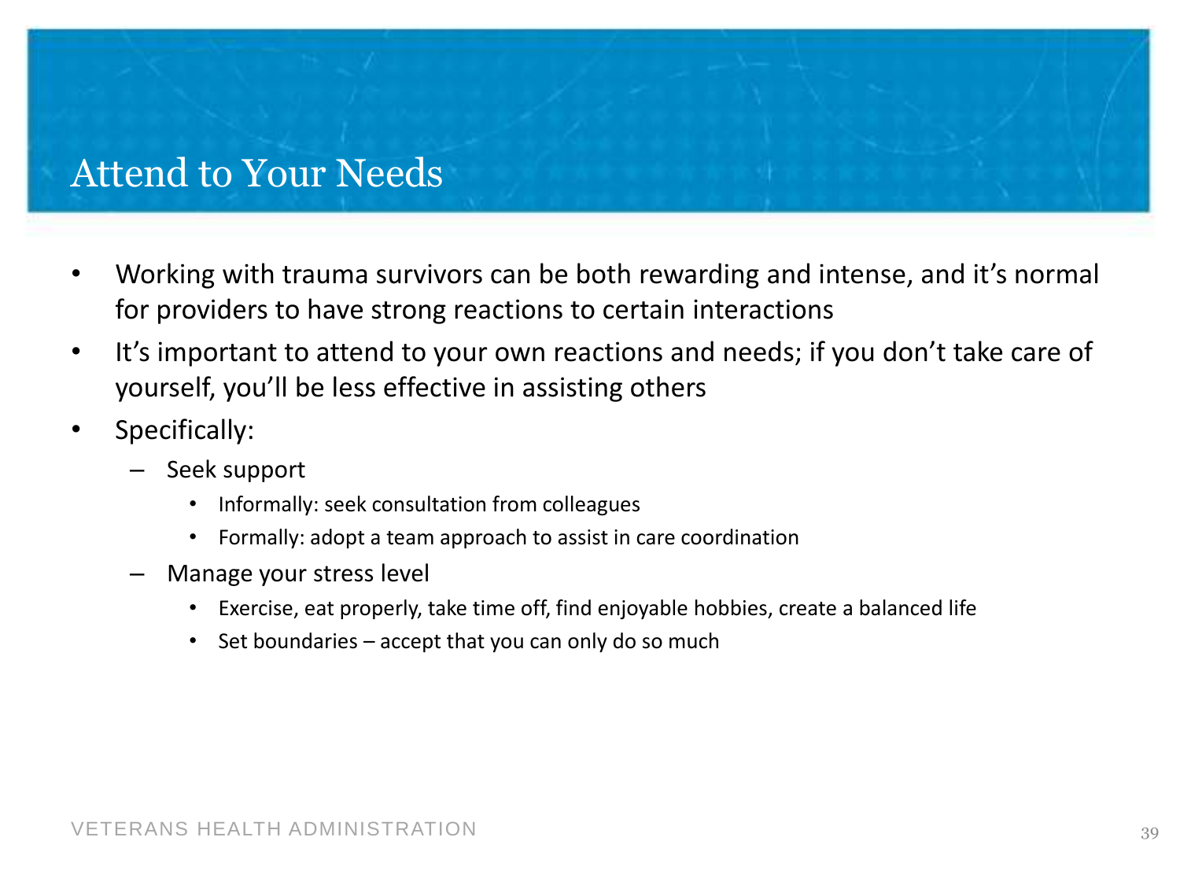# Attend to Your Needs

- Working with trauma survivors can be both rewarding and intense, and it's normal for providers to have strong reactions to certain interactions
- It's important to attend to your own reactions and needs; if you don't take care of yourself, you'll be less effective in assisting others
- Specifically:
  - Seek support
    - Informally: seek consultation from colleagues
    - Formally: adopt a team approach to assist in care coordination
  - Manage your stress level
    - Exercise, eat properly, take time off, find enjoyable hobbies, create a balanced life
    - Set boundaries – accept that you can only do so much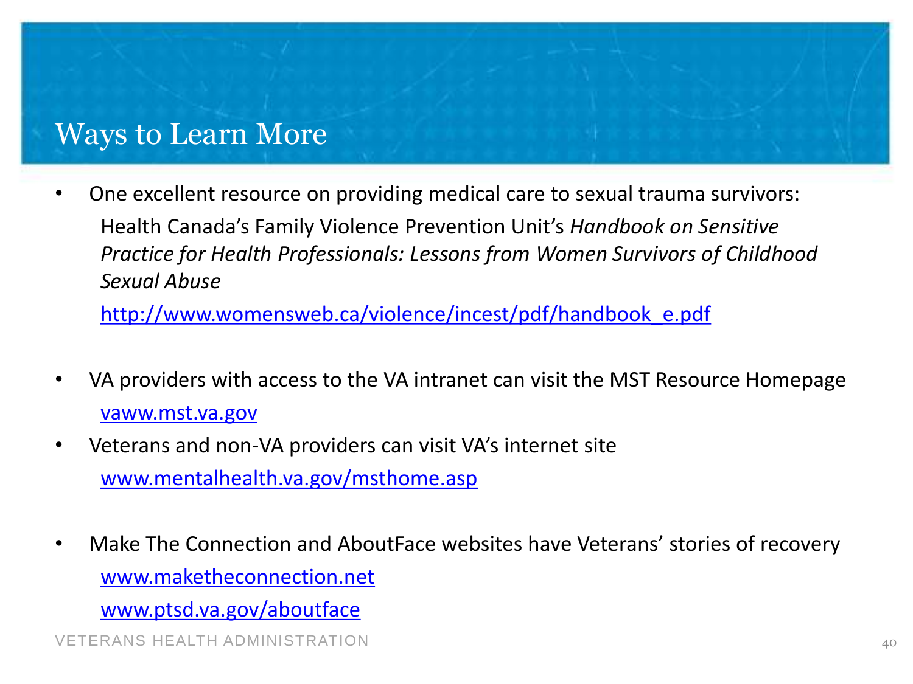# Ways to Learn More

- One excellent resource on providing medical care to sexual trauma survivors:

  Health Canada's Family Violence Prevention Unit's *Handbook on Sensitive Practice for Health Professionals: Lessons from Women Survivors of Childhood Sexual Abuse*

  http://www.womensweb.ca/violence/incest/pdf/handbook_e.pdf

- VA providers with access to the VA intranet can visit the MST Resource Homepage

  vaww.mst.va.gov

- Veterans and non-VA providers can visit VA's internet site

  www.mentalhealth.va.gov/msthome.asp

- Make The Connection and AboutFace websites have Veterans' stories of recovery

  www.maketheconnection.net

  www.ptsd.va.gov/aboutface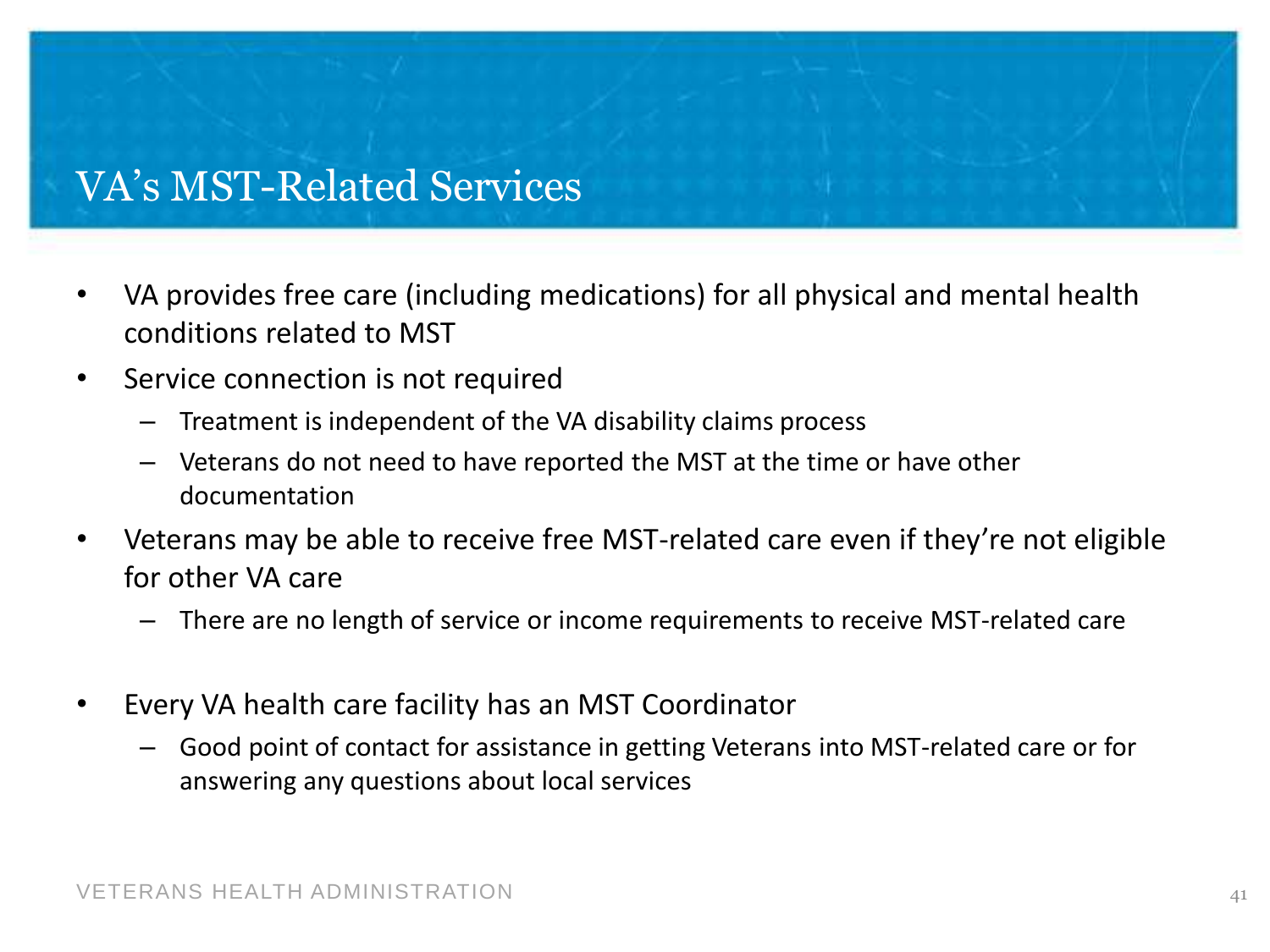# VA's MST-Related Services

- VA provides free care (including medications) for all physical and mental health conditions related to MST
- Service connection is not required
  - Treatment is independent of the VA disability claims process
  - Veterans do not need to have reported the MST at the time or have other documentation
- Veterans may be able to receive free MST-related care even if they're not eligible for other VA care
  - There are no length of service or income requirements to receive MST-related care
- Every VA health care facility has an MST Coordinator
  - Good point of contact for assistance in getting Veterans into MST-related care or for answering any questions about local services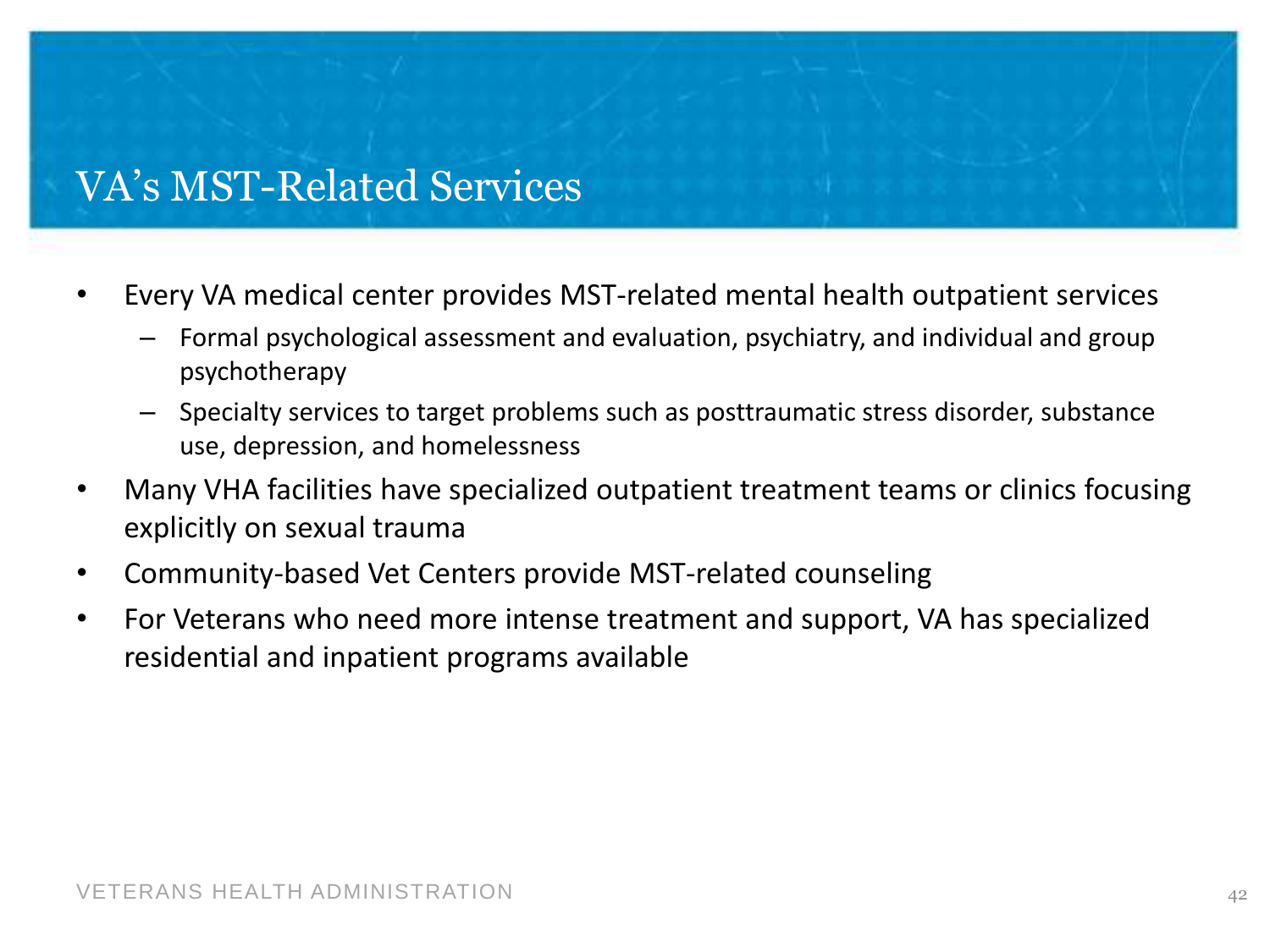# VA's MST-Related Services

- Every VA medical center provides MST-related mental health outpatient services
  - Formal psychological assessment and evaluation, psychiatry, and individual and group psychotherapy
  - Specialty services to target problems such as posttraumatic stress disorder, substance use, depression, and homelessness
- Many VHA facilities have specialized outpatient treatment teams or clinics focusing explicitly on sexual trauma
- Community-based Vet Centers provide MST-related counseling
- For Veterans who need more intense treatment and support, VA has specialized residential and inpatient programs available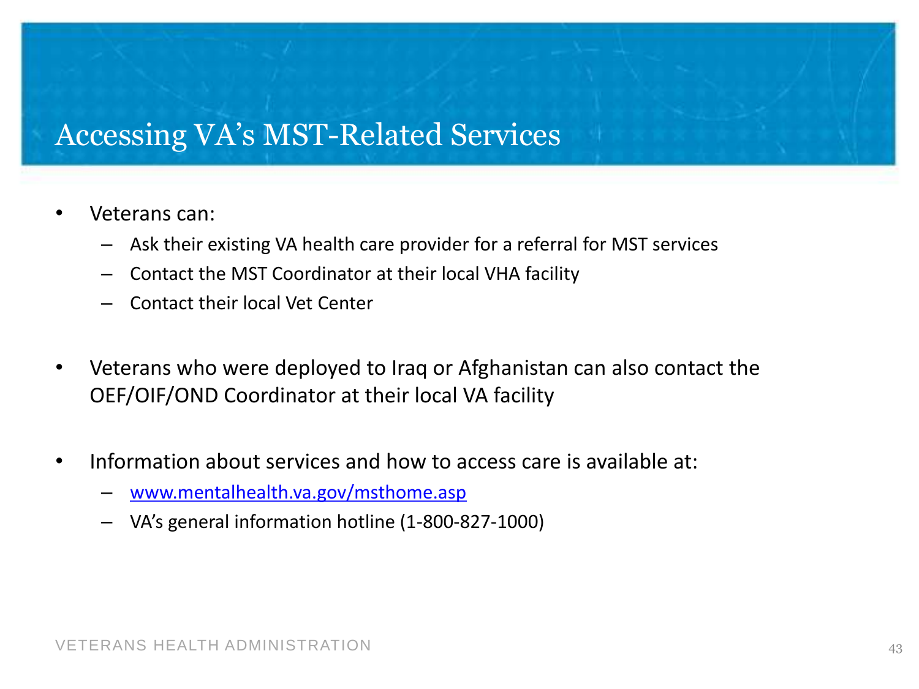# Accessing VA's MST-Related Services

- Veterans can:
  - Ask their existing VA health care provider for a referral for MST services
  - Contact the MST Coordinator at their local VHA facility
  - Contact their local Vet Center

- Veterans who were deployed to Iraq or Afghanistan can also contact the OEF/OIF/OND Coordinator at their local VA facility

- Information about services and how to access care is available at:
  - www.mentalhealth.va.gov/msthome.asp
  - VA's general information hotline (1-800-827-1000)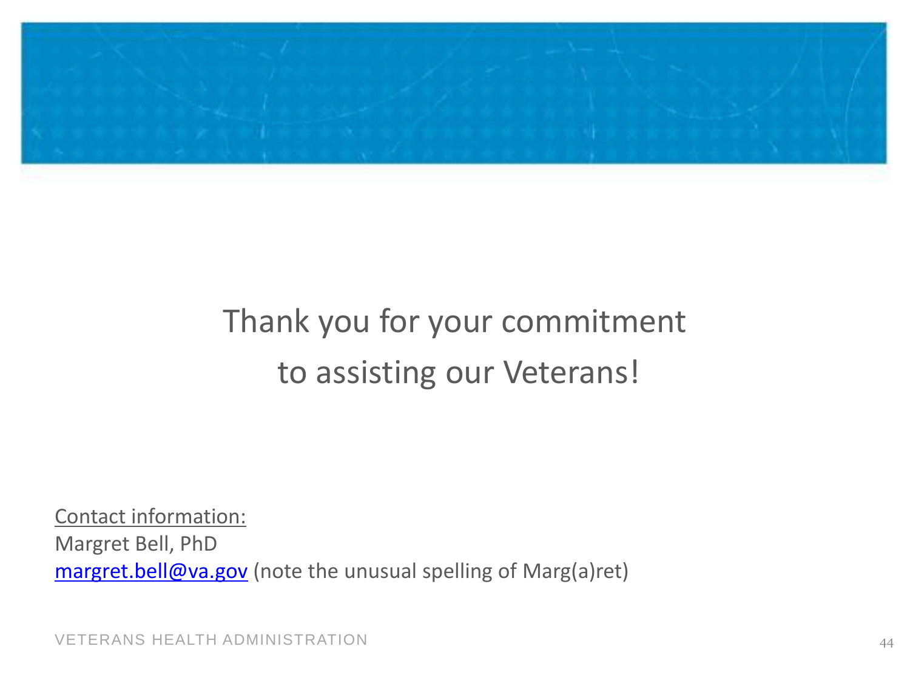Thank you for your commitment
to assisting our Veterans!

Contact information:
Margret Bell, PhD
margret.bell@va.gov (note the unusual spelling of Marg(a)ret)